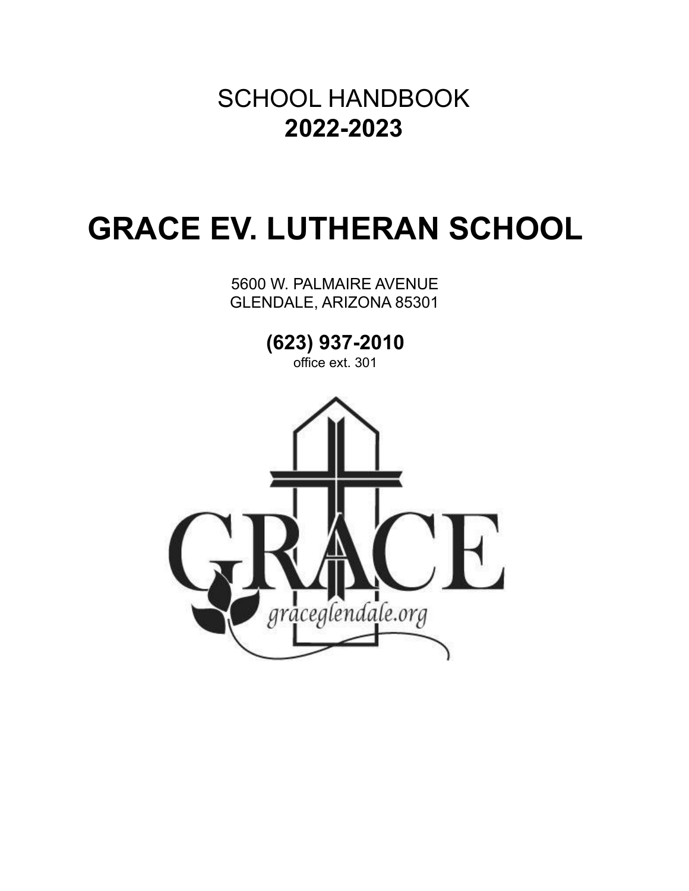SCHOOL HANDBOOK

**2022-2023**

# GRACE EV. LUTHERAN SCHOOL

5600 W. PALMAIRE AVENUE
GLENDALE, ARIZONA 85301

**(623) 937-2010**
office ext. 301

GRACE

graceglendale.org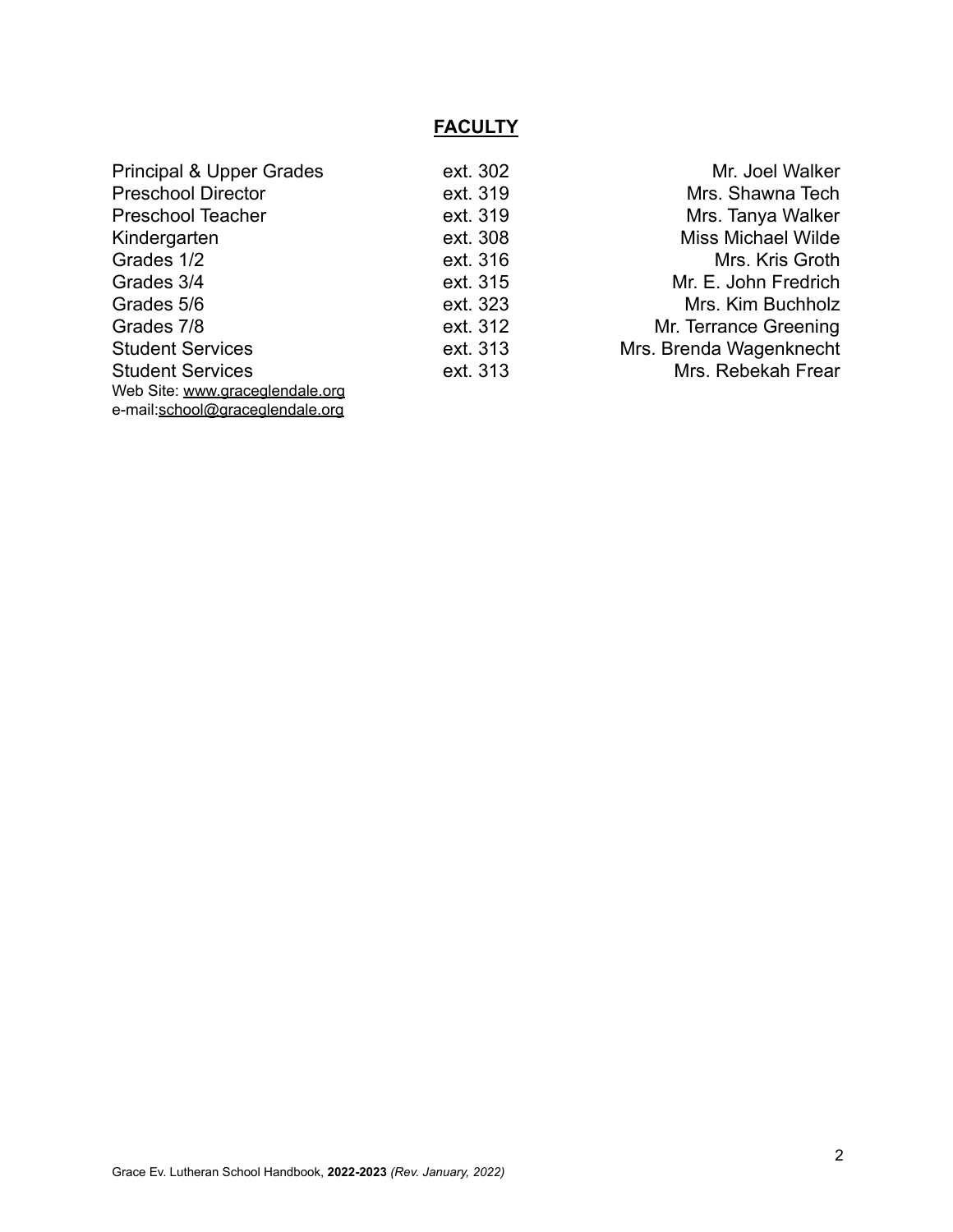## **FACULTY**

| Position | Extension | Name |
| --- | --- | --- |
| Principal & Upper Grades | ext. 302 | Mr. Joel Walker |
| Preschool Director | ext. 319 | Mrs. Shawna Tech |
| Preschool Teacher | ext. 319 | Mrs. Tanya Walker |
| Kindergarten | ext. 308 | Miss Michael Wilde |
| Grades 1/2 | ext. 316 | Mrs. Kris Groth |
| Grades 3/4 | ext. 315 | Mr. E. John Fredrich |
| Grades 5/6 | ext. 323 | Mrs. Kim Buchholz |
| Grades 7/8 | ext. 312 | Mr. Terrance Greening |
| Student Services | ext. 313 | Mrs. Brenda Wagenknecht |
| Student Services | ext. 313 | Mrs. Rebekah Frear |

Web Site: www.graceglendale.org
e-mail:school@graceglendale.org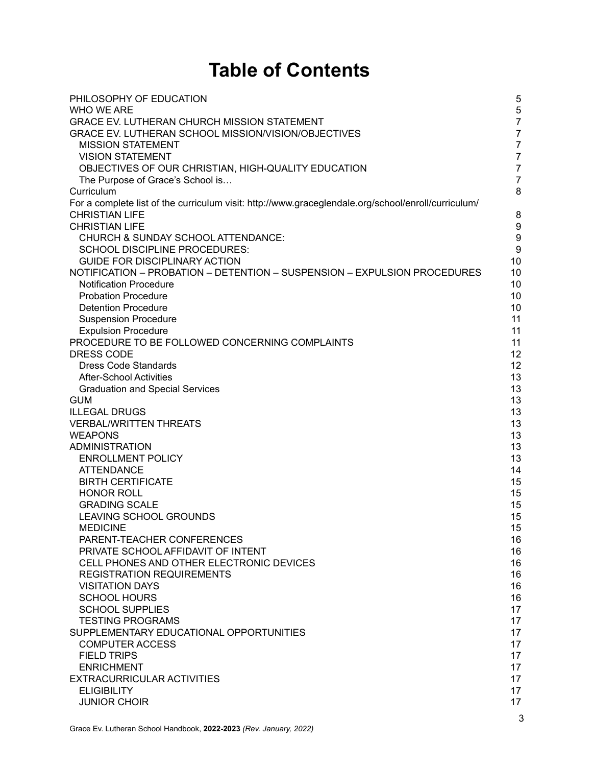# Table of Contents

| | |
|---|---|
| PHILOSOPHY OF EDUCATION | 5 |
| WHO WE ARE | 5 |
| GRACE EV. LUTHERAN CHURCH MISSION STATEMENT | 7 |
| GRACE EV. LUTHERAN SCHOOL MISSION/VISION/OBJECTIVES | 7 |
| MISSION STATEMENT | 7 |
| VISION STATEMENT | 7 |
| OBJECTIVES OF OUR CHRISTIAN, HIGH-QUALITY EDUCATION | 7 |
| The Purpose of Grace's School is… | 7 |
| Curriculum | 8 |
| For a complete list of the curriculum visit: http://www.graceglendale.org/school/enroll/curriculum/ | |
| CHRISTIAN LIFE | 8 |
| CHRISTIAN LIFE | 9 |
| CHURCH & SUNDAY SCHOOL ATTENDANCE: | 9 |
| SCHOOL DISCIPLINE PROCEDURES: | 9 |
| GUIDE FOR DISCIPLINARY ACTION | 10 |
| NOTIFICATION – PROBATION – DETENTION – SUSPENSION – EXPULSION PROCEDURES | 10 |
| Notification Procedure | 10 |
| Probation Procedure | 10 |
| Detention Procedure | 10 |
| Suspension Procedure | 11 |
| Expulsion Procedure | 11 |
| PROCEDURE TO BE FOLLOWED CONCERNING COMPLAINTS | 11 |
| DRESS CODE | 12 |
| Dress Code Standards | 12 |
| After-School Activities | 13 |
| Graduation and Special Services | 13 |
| GUM | 13 |
| ILLEGAL DRUGS | 13 |
| VERBAL/WRITTEN THREATS | 13 |
| WEAPONS | 13 |
| ADMINISTRATION | 13 |
| ENROLLMENT POLICY | 13 |
| ATTENDANCE | 14 |
| BIRTH CERTIFICATE | 15 |
| HONOR ROLL | 15 |
| GRADING SCALE | 15 |
| LEAVING SCHOOL GROUNDS | 15 |
| MEDICINE | 15 |
| PARENT-TEACHER CONFERENCES | 16 |
| PRIVATE SCHOOL AFFIDAVIT OF INTENT | 16 |
| CELL PHONES AND OTHER ELECTRONIC DEVICES | 16 |
| REGISTRATION REQUIREMENTS | 16 |
| VISITATION DAYS | 16 |
| SCHOOL HOURS | 16 |
| SCHOOL SUPPLIES | 17 |
| TESTING PROGRAMS | 17 |
| SUPPLEMENTARY EDUCATIONAL OPPORTUNITIES | 17 |
| COMPUTER ACCESS | 17 |
| FIELD TRIPS | 17 |
| ENRICHMENT | 17 |
| EXTRACURRICULAR ACTIVITIES | 17 |
| ELIGIBILITY | 17 |
| JUNIOR CHOIR | 17 |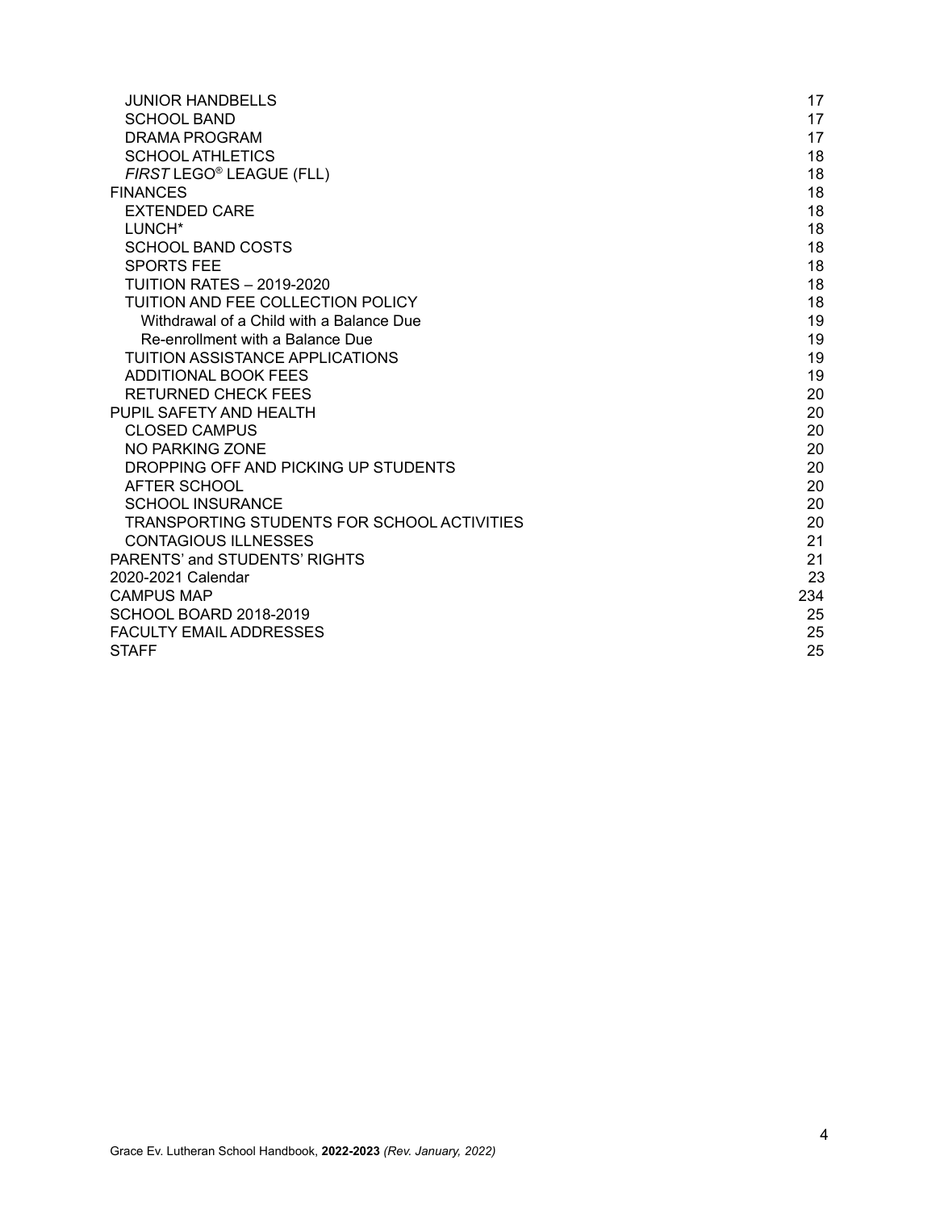| | |
|---|---|
| JUNIOR HANDBELLS | 17 |
| SCHOOL BAND | 17 |
| DRAMA PROGRAM | 17 |
| SCHOOL ATHLETICS | 18 |
| *FIRST* LEGO® LEAGUE (FLL) | 18 |
| FINANCES | 18 |
| EXTENDED CARE | 18 |
| LUNCH* | 18 |
| SCHOOL BAND COSTS | 18 |
| SPORTS FEE | 18 |
| TUITION RATES – 2019-2020 | 18 |
| TUITION AND FEE COLLECTION POLICY | 18 |
| Withdrawal of a Child with a Balance Due | 19 |
| Re-enrollment with a Balance Due | 19 |
| TUITION ASSISTANCE APPLICATIONS | 19 |
| ADDITIONAL BOOK FEES | 19 |
| RETURNED CHECK FEES | 20 |
| PUPIL SAFETY AND HEALTH | 20 |
| CLOSED CAMPUS | 20 |
| NO PARKING ZONE | 20 |
| DROPPING OFF AND PICKING UP STUDENTS | 20 |
| AFTER SCHOOL | 20 |
| SCHOOL INSURANCE | 20 |
| TRANSPORTING STUDENTS FOR SCHOOL ACTIVITIES | 20 |
| CONTAGIOUS ILLNESSES | 21 |
| PARENTS' and STUDENTS' RIGHTS | 21 |
| 2020-2021 Calendar | 23 |
| CAMPUS MAP | 234 |
| SCHOOL BOARD 2018-2019 | 25 |
| FACULTY EMAIL ADDRESSES | 25 |
| STAFF | 25 |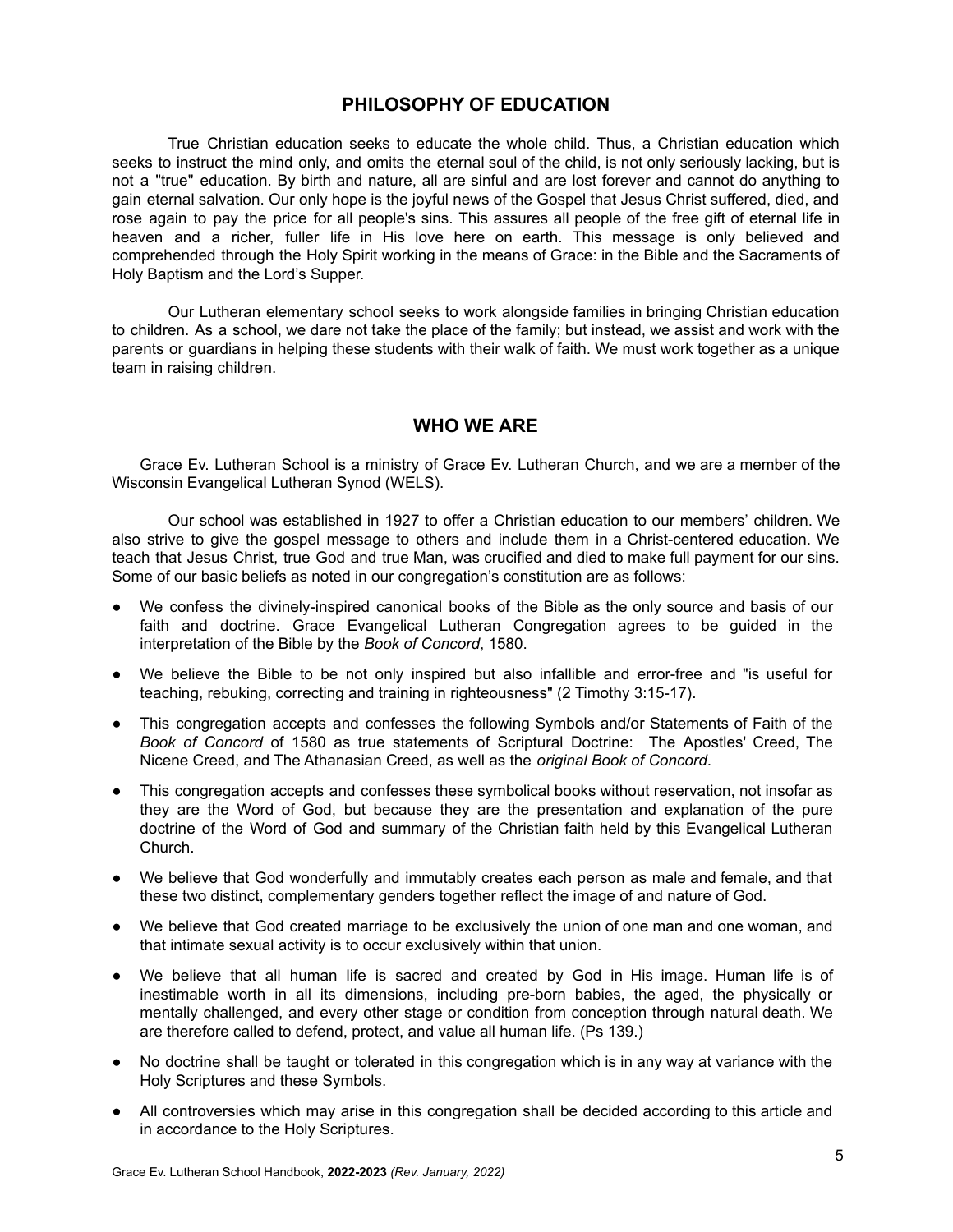## PHILOSOPHY OF EDUCATION

True Christian education seeks to educate the whole child. Thus, a Christian education which seeks to instruct the mind only, and omits the eternal soul of the child, is not only seriously lacking, but is not a "true" education. By birth and nature, all are sinful and are lost forever and cannot do anything to gain eternal salvation. Our only hope is the joyful news of the Gospel that Jesus Christ suffered, died, and rose again to pay the price for all people's sins. This assures all people of the free gift of eternal life in heaven and a richer, fuller life in His love here on earth. This message is only believed and comprehended through the Holy Spirit working in the means of Grace: in the Bible and the Sacraments of Holy Baptism and the Lord's Supper.

Our Lutheran elementary school seeks to work alongside families in bringing Christian education to children. As a school, we dare not take the place of the family; but instead, we assist and work with the parents or guardians in helping these students with their walk of faith. We must work together as a unique team in raising children.

## WHO WE ARE

Grace Ev. Lutheran School is a ministry of Grace Ev. Lutheran Church, and we are a member of the Wisconsin Evangelical Lutheran Synod (WELS).

Our school was established in 1927 to offer a Christian education to our members' children. We also strive to give the gospel message to others and include them in a Christ-centered education. We teach that Jesus Christ, true God and true Man, was crucified and died to make full payment for our sins. Some of our basic beliefs as noted in our congregation's constitution are as follows:

- We confess the divinely-inspired canonical books of the Bible as the only source and basis of our faith and doctrine. Grace Evangelical Lutheran Congregation agrees to be guided in the interpretation of the Bible by the *Book of Concord*, 1580.
- We believe the Bible to be not only inspired but also infallible and error-free and "is useful for teaching, rebuking, correcting and training in righteousness" (2 Timothy 3:15-17).
- This congregation accepts and confesses the following Symbols and/or Statements of Faith of the *Book of Concord* of 1580 as true statements of Scriptural Doctrine: The Apostles' Creed, The Nicene Creed, and The Athanasian Creed, as well as the *original Book of Concord*.
- This congregation accepts and confesses these symbolical books without reservation, not insofar as they are the Word of God, but because they are the presentation and explanation of the pure doctrine of the Word of God and summary of the Christian faith held by this Evangelical Lutheran Church.
- We believe that God wonderfully and immutably creates each person as male and female, and that these two distinct, complementary genders together reflect the image of and nature of God.
- We believe that God created marriage to be exclusively the union of one man and one woman, and that intimate sexual activity is to occur exclusively within that union.
- We believe that all human life is sacred and created by God in His image. Human life is of inestimable worth in all its dimensions, including pre-born babies, the aged, the physically or mentally challenged, and every other stage or condition from conception through natural death. We are therefore called to defend, protect, and value all human life. (Ps 139.)
- No doctrine shall be taught or tolerated in this congregation which is in any way at variance with the Holy Scriptures and these Symbols.
- All controversies which may arise in this congregation shall be decided according to this article and in accordance to the Holy Scriptures.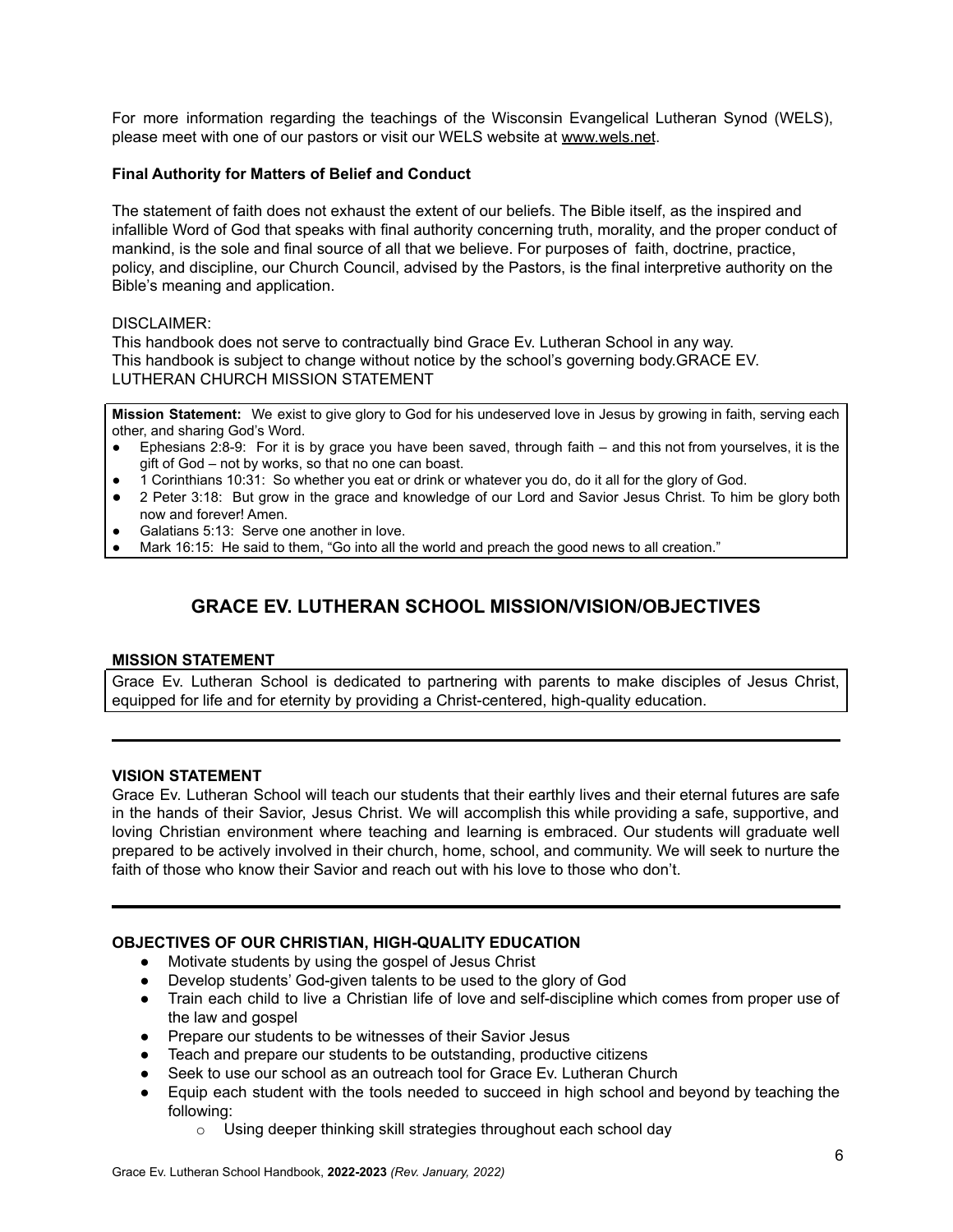For more information regarding the teachings of the Wisconsin Evangelical Lutheran Synod (WELS), please meet with one of our pastors or visit our WELS website at www.wels.net.

**Final Authority for Matters of Belief and Conduct**

The statement of faith does not exhaust the extent of our beliefs. The Bible itself, as the inspired and infallible Word of God that speaks with final authority concerning truth, morality, and the proper conduct of mankind, is the sole and final source of all that we believe. For purposes of faith, doctrine, practice, policy, and discipline, our Church Council, advised by the Pastors, is the final interpretive authority on the Bible's meaning and application.

DISCLAIMER:
This handbook does not serve to contractually bind Grace Ev. Lutheran School in any way.
This handbook is subject to change without notice by the school's governing body.GRACE EV. LUTHERAN CHURCH MISSION STATEMENT

**Mission Statement:** We exist to give glory to God for his undeserved love in Jesus by growing in faith, serving each other, and sharing God's Word.

- Ephesians 2:8-9: For it is by grace you have been saved, through faith – and this not from yourselves, it is the gift of God – not by works, so that no one can boast.
- 1 Corinthians 10:31: So whether you eat or drink or whatever you do, do it all for the glory of God.
- 2 Peter 3:18: But grow in the grace and knowledge of our Lord and Savior Jesus Christ. To him be glory both now and forever! Amen.
- Galatians 5:13: Serve one another in love.
- Mark 16:15: He said to them, "Go into all the world and preach the good news to all creation."

## GRACE EV. LUTHERAN SCHOOL MISSION/VISION/OBJECTIVES

**MISSION STATEMENT**

Grace Ev. Lutheran School is dedicated to partnering with parents to make disciples of Jesus Christ, equipped for life and for eternity by providing a Christ-centered, high-quality education.

---

**VISION STATEMENT**

Grace Ev. Lutheran School will teach our students that their earthly lives and their eternal futures are safe in the hands of their Savior, Jesus Christ. We will accomplish this while providing a safe, supportive, and loving Christian environment where teaching and learning is embraced. Our students will graduate well prepared to be actively involved in their church, home, school, and community. We will seek to nurture the faith of those who know their Savior and reach out with his love to those who don't.

---

**OBJECTIVES OF OUR CHRISTIAN, HIGH-QUALITY EDUCATION**

- Motivate students by using the gospel of Jesus Christ
- Develop students' God-given talents to be used to the glory of God
- Train each child to live a Christian life of love and self-discipline which comes from proper use of the law and gospel
- Prepare our students to be witnesses of their Savior Jesus
- Teach and prepare our students to be outstanding, productive citizens
- Seek to use our school as an outreach tool for Grace Ev. Lutheran Church
- Equip each student with the tools needed to succeed in high school and beyond by teaching the following:
  - Using deeper thinking skill strategies throughout each school day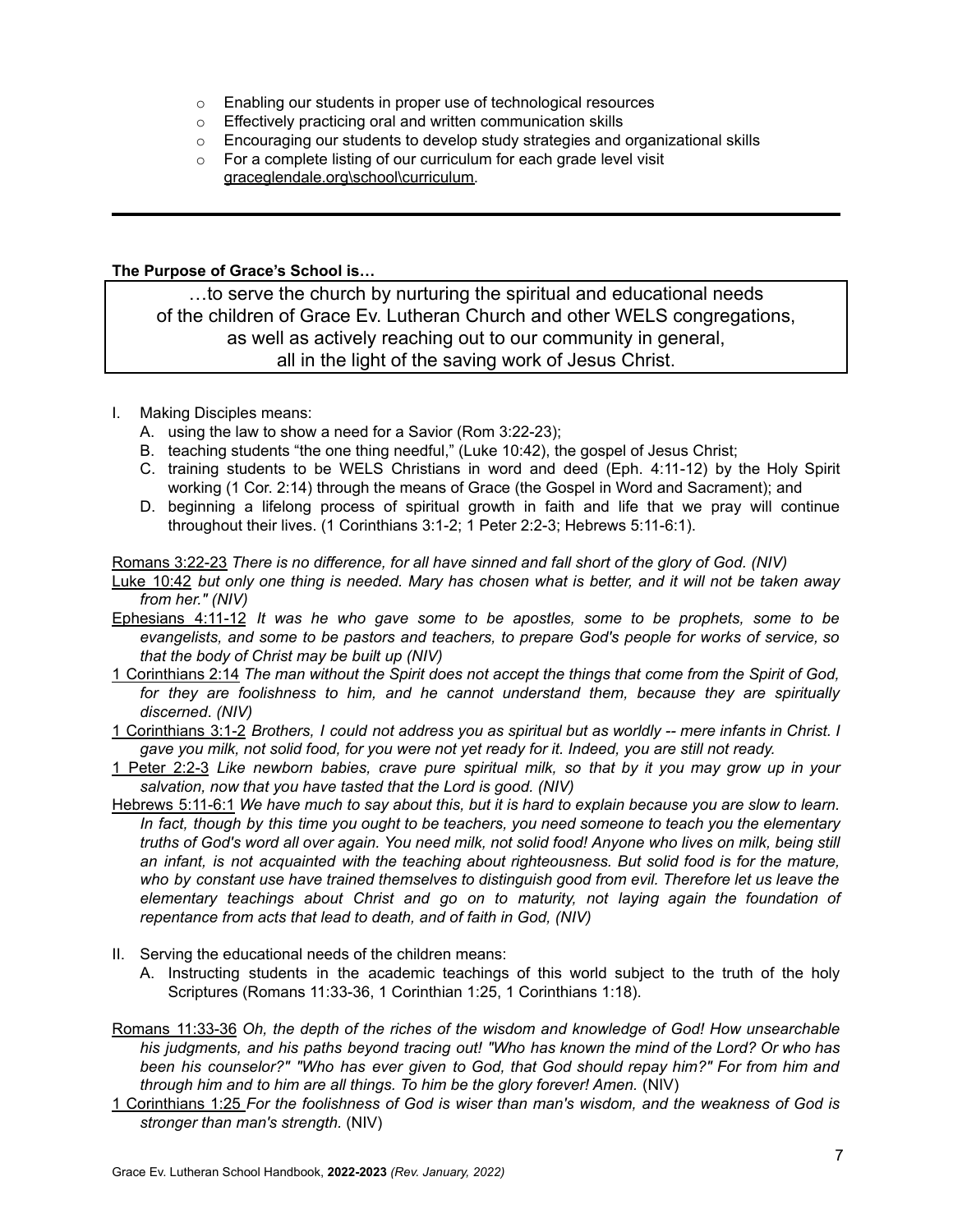- Enabling our students in proper use of technological resources
- Effectively practicing oral and written communication skills
- Encouraging our students to develop study strategies and organizational skills
- For a complete listing of our curriculum for each grade level visit graceglendale.org\school\curriculum.

---

**The Purpose of Grace's School is…**

…to serve the church by nurturing the spiritual and educational needs of the children of Grace Ev. Lutheran Church and other WELS congregations, as well as actively reaching out to our community in general, all in the light of the saving work of Jesus Christ.

I. Making Disciples means:
   A. using the law to show a need for a Savior (Rom 3:22-23);
   B. teaching students "the one thing needful," (Luke 10:42), the gospel of Jesus Christ;
   C. training students to be WELS Christians in word and deed (Eph. 4:11-12) by the Holy Spirit working (1 Cor. 2:14) through the means of Grace (the Gospel in Word and Sacrament); and
   D. beginning a lifelong process of spiritual growth in faith and life that we pray will continue throughout their lives. (1 Corinthians 3:1-2; 1 Peter 2:2-3; Hebrews 5:11-6:1).

Romans 3:22-23 *There is no difference, for all have sinned and fall short of the glory of God. (NIV)*

Luke 10:42 *but only one thing is needed. Mary has chosen what is better, and it will not be taken away from her." (NIV)*

Ephesians 4:11-12 *It was he who gave some to be apostles, some to be prophets, some to be evangelists, and some to be pastors and teachers, to prepare God's people for works of service, so that the body of Christ may be built up (NIV)*

1 Corinthians 2:14 *The man without the Spirit does not accept the things that come from the Spirit of God, for they are foolishness to him, and he cannot understand them, because they are spiritually discerned. (NIV)*

1 Corinthians 3:1-2 *Brothers, I could not address you as spiritual but as worldly -- mere infants in Christ. I gave you milk, not solid food, for you were not yet ready for it. Indeed, you are still not ready.*

1 Peter 2:2-3 *Like newborn babies, crave pure spiritual milk, so that by it you may grow up in your salvation, now that you have tasted that the Lord is good. (NIV)*

Hebrews 5:11-6:1 *We have much to say about this, but it is hard to explain because you are slow to learn. In fact, though by this time you ought to be teachers, you need someone to teach you the elementary truths of God's word all over again. You need milk, not solid food! Anyone who lives on milk, being still an infant, is not acquainted with the teaching about righteousness. But solid food is for the mature, who by constant use have trained themselves to distinguish good from evil. Therefore let us leave the elementary teachings about Christ and go on to maturity, not laying again the foundation of repentance from acts that lead to death, and of faith in God, (NIV)*

II. Serving the educational needs of the children means:
   A. Instructing students in the academic teachings of this world subject to the truth of the holy Scriptures (Romans 11:33-36, 1 Corinthian 1:25, 1 Corinthians 1:18).

Romans 11:33-36 *Oh, the depth of the riches of the wisdom and knowledge of God! How unsearchable his judgments, and his paths beyond tracing out! "Who has known the mind of the Lord? Or who has been his counselor?" "Who has ever given to God, that God should repay him?" For from him and through him and to him are all things. To him be the glory forever! Amen.* (NIV)

1 Corinthians 1:25 *For the foolishness of God is wiser than man's wisdom, and the weakness of God is stronger than man's strength.* (NIV)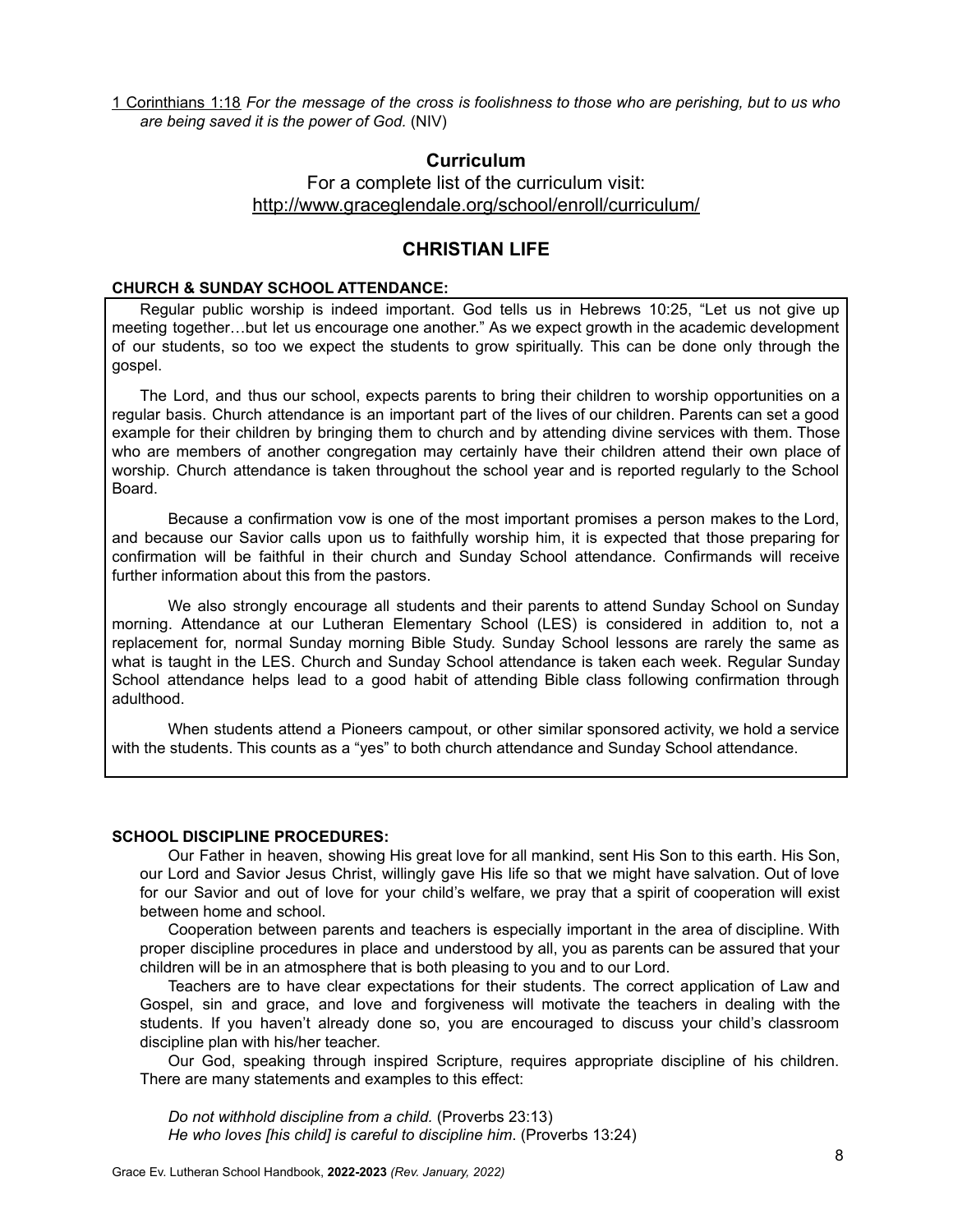1 Corinthians 1:18 *For the message of the cross is foolishness to those who are perishing, but to us who are being saved it is the power of God.* (NIV)

## Curriculum

For a complete list of the curriculum visit:
http://www.graceglendale.org/school/enroll/curriculum/

## CHRISTIAN LIFE

**CHURCH & SUNDAY SCHOOL ATTENDANCE:**

Regular public worship is indeed important. God tells us in Hebrews 10:25, "Let us not give up meeting together…but let us encourage one another." As we expect growth in the academic development of our students, so too we expect the students to grow spiritually. This can be done only through the gospel.

The Lord, and thus our school, expects parents to bring their children to worship opportunities on a regular basis. Church attendance is an important part of the lives of our children. Parents can set a good example for their children by bringing them to church and by attending divine services with them. Those who are members of another congregation may certainly have their children attend their own place of worship. Church attendance is taken throughout the school year and is reported regularly to the School Board.

Because a confirmation vow is one of the most important promises a person makes to the Lord, and because our Savior calls upon us to faithfully worship him, it is expected that those preparing for confirmation will be faithful in their church and Sunday School attendance. Confirmands will receive further information about this from the pastors.

We also strongly encourage all students and their parents to attend Sunday School on Sunday morning. Attendance at our Lutheran Elementary School (LES) is considered in addition to, not a replacement for, normal Sunday morning Bible Study. Sunday School lessons are rarely the same as what is taught in the LES. Church and Sunday School attendance is taken each week. Regular Sunday School attendance helps lead to a good habit of attending Bible class following confirmation through adulthood.

When students attend a Pioneers campout, or other similar sponsored activity, we hold a service with the students. This counts as a "yes" to both church attendance and Sunday School attendance.

**SCHOOL DISCIPLINE PROCEDURES:**

Our Father in heaven, showing His great love for all mankind, sent His Son to this earth. His Son, our Lord and Savior Jesus Christ, willingly gave His life so that we might have salvation. Out of love for our Savior and out of love for your child's welfare, we pray that a spirit of cooperation will exist between home and school.

Cooperation between parents and teachers is especially important in the area of discipline. With proper discipline procedures in place and understood by all, you as parents can be assured that your children will be in an atmosphere that is both pleasing to you and to our Lord.

Teachers are to have clear expectations for their students. The correct application of Law and Gospel, sin and grace, and love and forgiveness will motivate the teachers in dealing with the students. If you haven't already done so, you are encouraged to discuss your child's classroom discipline plan with his/her teacher.

Our God, speaking through inspired Scripture, requires appropriate discipline of his children. There are many statements and examples to this effect:

*Do not withhold discipline from a child.* (Proverbs 23:13)
*He who loves [his child] is careful to discipline him*. (Proverbs 13:24)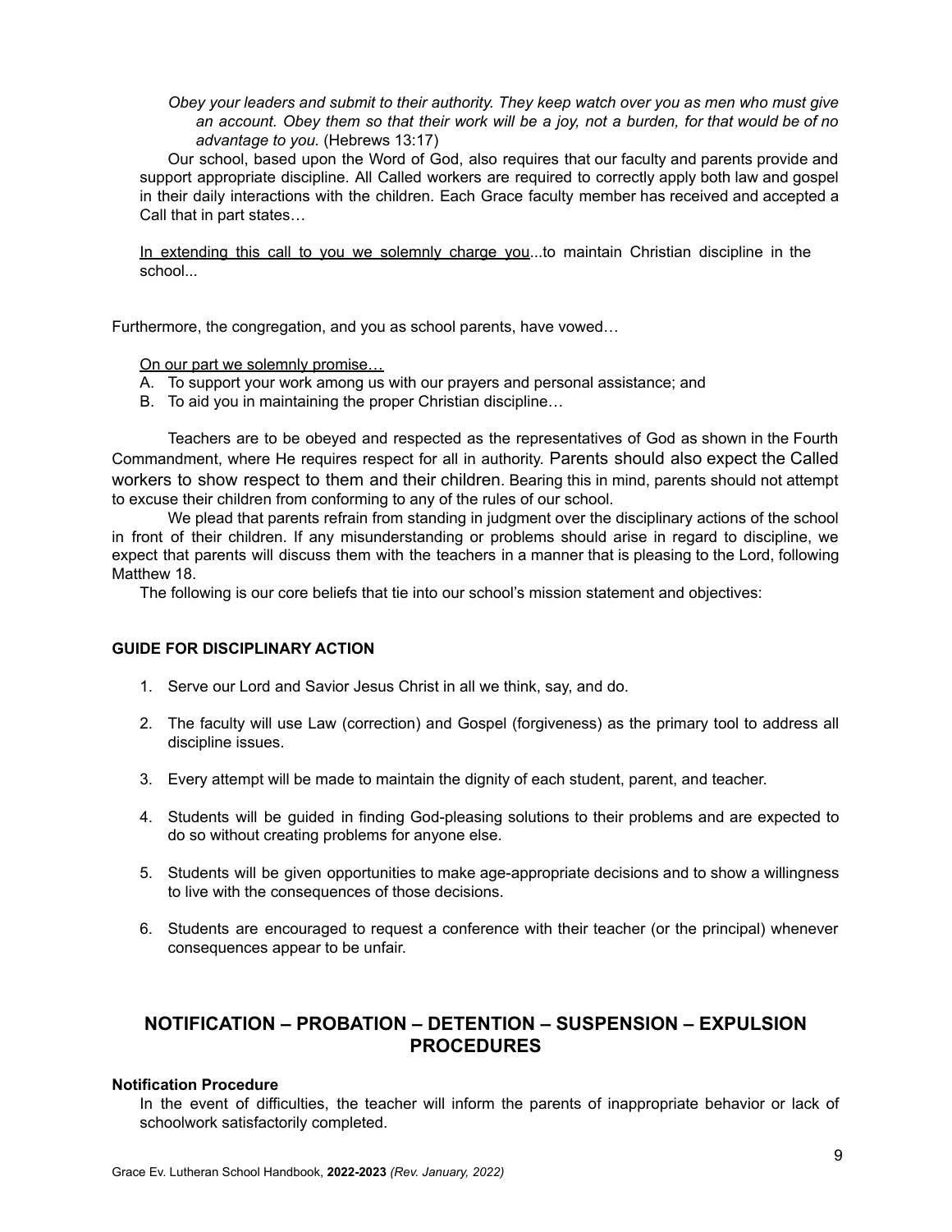*Obey your leaders and submit to their authority. They keep watch over you as men who must give an account. Obey them so that their work will be a joy, not a burden, for that would be of no advantage to you.* (Hebrews 13:17)

Our school, based upon the Word of God, also requires that our faculty and parents provide and support appropriate discipline. All Called workers are required to correctly apply both law and gospel in their daily interactions with the children. Each Grace faculty member has received and accepted a Call that in part states…

<u>In extending this call to you we solemnly charge you</u>...to maintain Christian discipline in the school...

Furthermore, the congregation, and you as school parents, have vowed…

<u>On our part we solemnly promise…</u>

A. To support your work among us with our prayers and personal assistance; and
B. To aid you in maintaining the proper Christian discipline…

Teachers are to be obeyed and respected as the representatives of God as shown in the Fourth Commandment, where He requires respect for all in authority. Parents should also expect the Called workers to show respect to them and their children. Bearing this in mind, parents should not attempt to excuse their children from conforming to any of the rules of our school.

We plead that parents refrain from standing in judgment over the disciplinary actions of the school in front of their children. If any misunderstanding or problems should arise in regard to discipline, we expect that parents will discuss them with the teachers in a manner that is pleasing to the Lord, following Matthew 18.

The following is our core beliefs that tie into our school's mission statement and objectives:

**GUIDE FOR DISCIPLINARY ACTION**

1. Serve our Lord and Savior Jesus Christ in all we think, say, and do.
2. The faculty will use Law (correction) and Gospel (forgiveness) as the primary tool to address all discipline issues.
3. Every attempt will be made to maintain the dignity of each student, parent, and teacher.
4. Students will be guided in finding God-pleasing solutions to their problems and are expected to do so without creating problems for anyone else.
5. Students will be given opportunities to make age-appropriate decisions and to show a willingness to live with the consequences of those decisions.
6. Students are encouraged to request a conference with their teacher (or the principal) whenever consequences appear to be unfair.

## NOTIFICATION – PROBATION – DETENTION – SUSPENSION – EXPULSION PROCEDURES

**Notification Procedure**

In the event of difficulties, the teacher will inform the parents of inappropriate behavior or lack of schoolwork satisfactorily completed.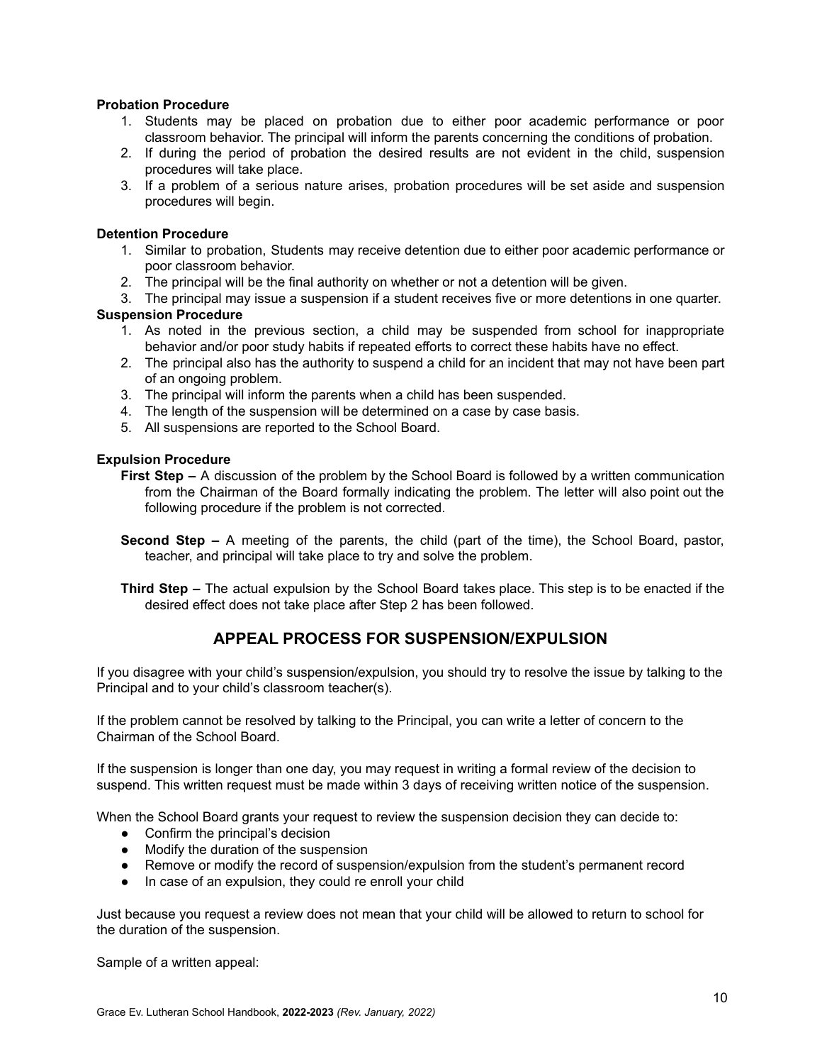**Probation Procedure**

1. Students may be placed on probation due to either poor academic performance or poor classroom behavior. The principal will inform the parents concerning the conditions of probation.
2. If during the period of probation the desired results are not evident in the child, suspension procedures will take place.
3. If a problem of a serious nature arises, probation procedures will be set aside and suspension procedures will begin.

**Detention Procedure**

1. Similar to probation, Students may receive detention due to either poor academic performance or poor classroom behavior.
2. The principal will be the final authority on whether or not a detention will be given.
3. The principal may issue a suspension if a student receives five or more detentions in one quarter.

**Suspension Procedure**

1. As noted in the previous section, a child may be suspended from school for inappropriate behavior and/or poor study habits if repeated efforts to correct these habits have no effect.
2. The principal also has the authority to suspend a child for an incident that may not have been part of an ongoing problem.
3. The principal will inform the parents when a child has been suspended.
4. The length of the suspension will be determined on a case by case basis.
5. All suspensions are reported to the School Board.

**Expulsion Procedure**

**First Step –** A discussion of the problem by the School Board is followed by a written communication from the Chairman of the Board formally indicating the problem. The letter will also point out the following procedure if the problem is not corrected.

**Second Step –** A meeting of the parents, the child (part of the time), the School Board, pastor, teacher, and principal will take place to try and solve the problem.

**Third Step –** The actual expulsion by the School Board takes place. This step is to be enacted if the desired effect does not take place after Step 2 has been followed.

## APPEAL PROCESS FOR SUSPENSION/EXPULSION

If you disagree with your child's suspension/expulsion, you should try to resolve the issue by talking to the Principal and to your child's classroom teacher(s).

If the problem cannot be resolved by talking to the Principal, you can write a letter of concern to the Chairman of the School Board.

If the suspension is longer than one day, you may request in writing a formal review of the decision to suspend. This written request must be made within 3 days of receiving written notice of the suspension.

When the School Board grants your request to review the suspension decision they can decide to:

- Confirm the principal's decision
- Modify the duration of the suspension
- Remove or modify the record of suspension/expulsion from the student's permanent record
- In case of an expulsion, they could re enroll your child

Just because you request a review does not mean that your child will be allowed to return to school for the duration of the suspension.

Sample of a written appeal: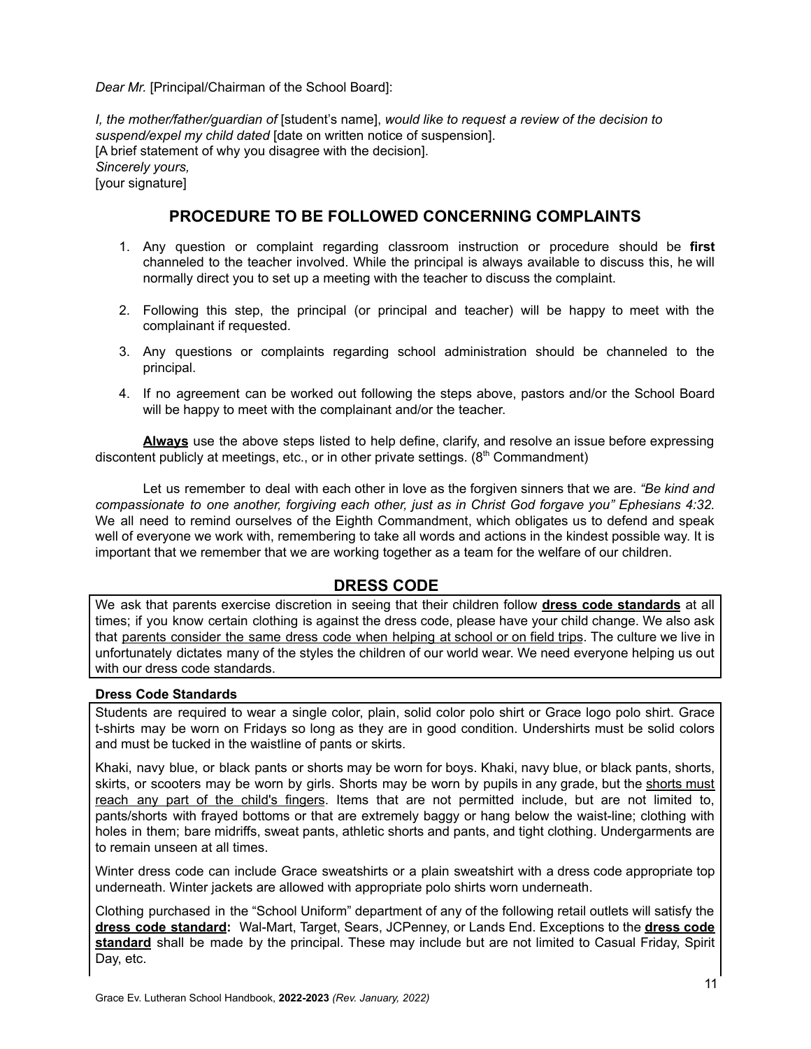*Dear Mr.* [Principal/Chairman of the School Board]:

*I, the mother/father/guardian of* [student's name], *would like to request a review of the decision to suspend/expel my child dated* [date on written notice of suspension].
[A brief statement of why you disagree with the decision].
*Sincerely yours,*
[your signature]

## PROCEDURE TO BE FOLLOWED CONCERNING COMPLAINTS

1. Any question or complaint regarding classroom instruction or procedure should be **first** channeled to the teacher involved. While the principal is always available to discuss this, he will normally direct you to set up a meeting with the teacher to discuss the complaint.

2. Following this step, the principal (or principal and teacher) will be happy to meet with the complainant if requested.

3. Any questions or complaints regarding school administration should be channeled to the principal.

4. If no agreement can be worked out following the steps above, pastors and/or the School Board will be happy to meet with the complainant and/or the teacher.

<u>**Always**</u> use the above steps listed to help define, clarify, and resolve an issue before expressing discontent publicly at meetings, etc., or in other private settings. (8th Commandment)

Let us remember to deal with each other in love as the forgiven sinners that we are. *"Be kind and compassionate to one another, forgiving each other, just as in Christ God forgave you" Ephesians 4:32.* We all need to remind ourselves of the Eighth Commandment, which obligates us to defend and speak well of everyone we work with, remembering to take all words and actions in the kindest possible way. It is important that we remember that we are working together as a team for the welfare of our children.

## DRESS CODE

We ask that parents exercise discretion in seeing that their children follow <u>**dress code standards**</u> at all times; if you know certain clothing is against the dress code, please have your child change. We also ask that <u>parents consider the same dress code when helping at school or on field trips</u>. The culture we live in unfortunately dictates many of the styles the children of our world wear. We need everyone helping us out with our dress code standards.

**Dress Code Standards**

Students are required to wear a single color, plain, solid color polo shirt or Grace logo polo shirt. Grace t-shirts may be worn on Fridays so long as they are in good condition. Undershirts must be solid colors and must be tucked in the waistline of pants or skirts.

Khaki, navy blue, or black pants or shorts may be worn for boys. Khaki, navy blue, or black pants, shorts, skirts, or scooters may be worn by girls. Shorts may be worn by pupils in any grade, but the <u>shorts must reach any part of the child's fingers</u>. Items that are not permitted include, but are not limited to, pants/shorts with frayed bottoms or that are extremely baggy or hang below the waist-line; clothing with holes in them; bare midriffs, sweat pants, athletic shorts and pants, and tight clothing. Undergarments are to remain unseen at all times.

Winter dress code can include Grace sweatshirts or a plain sweatshirt with a dress code appropriate top underneath. Winter jackets are allowed with appropriate polo shirts worn underneath.

Clothing purchased in the "School Uniform" department of any of the following retail outlets will satisfy the <u>**dress code standard**</u>**:** Wal-Mart, Target, Sears, JCPenney, or Lands End. Exceptions to the <u>**dress code standard**</u> shall be made by the principal. These may include but are not limited to Casual Friday, Spirit Day, etc.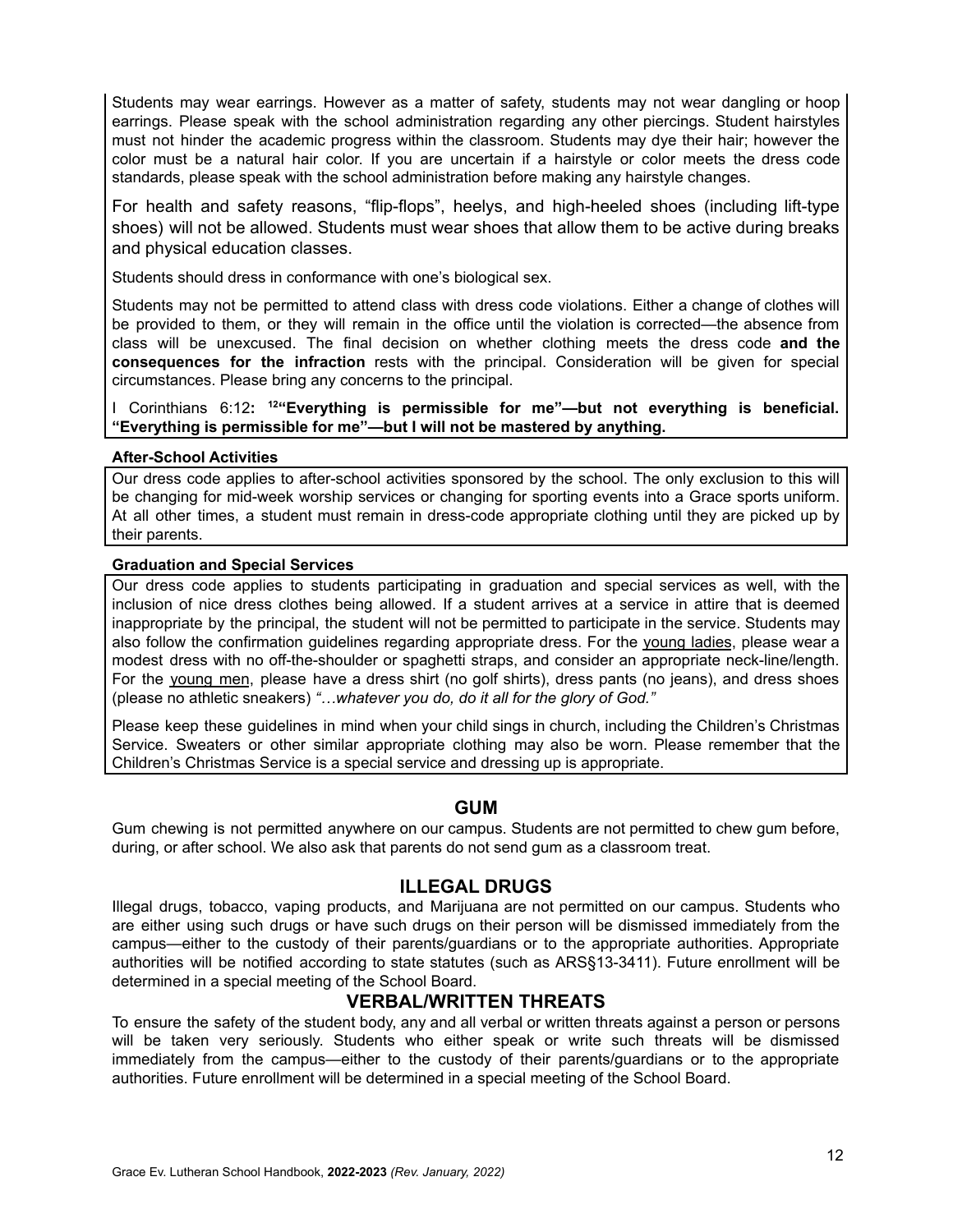Students may wear earrings. However as a matter of safety, students may not wear dangling or hoop earrings. Please speak with the school administration regarding any other piercings. Student hairstyles must not hinder the academic progress within the classroom. Students may dye their hair; however the color must be a natural hair color. If you are uncertain if a hairstyle or color meets the dress code standards, please speak with the school administration before making any hairstyle changes.

For health and safety reasons, "flip-flops", heelys, and high-heeled shoes (including lift-type shoes) will not be allowed. Students must wear shoes that allow them to be active during breaks and physical education classes.

Students should dress in conformance with one's biological sex.

Students may not be permitted to attend class with dress code violations. Either a change of clothes will be provided to them, or they will remain in the office until the violation is corrected—the absence from class will be unexcused. The final decision on whether clothing meets the dress code **and the consequences for the infraction** rests with the principal. Consideration will be given for special circumstances. Please bring any concerns to the principal.

I Corinthians 6:12**: [12]"Everything is permissible for me"—but not everything is beneficial. "Everything is permissible for me"—but I will not be mastered by anything.**

**After-School Activities**

Our dress code applies to after-school activities sponsored by the school. The only exclusion to this will be changing for mid-week worship services or changing for sporting events into a Grace sports uniform. At all other times, a student must remain in dress-code appropriate clothing until they are picked up by their parents.

**Graduation and Special Services**

Our dress code applies to students participating in graduation and special services as well, with the inclusion of nice dress clothes being allowed. If a student arrives at a service in attire that is deemed inappropriate by the principal, the student will not be permitted to participate in the service. Students may also follow the confirmation guidelines regarding appropriate dress. For the young ladies, please wear a modest dress with no off-the-shoulder or spaghetti straps, and consider an appropriate neck-line/length. For the young men, please have a dress shirt (no golf shirts), dress pants (no jeans), and dress shoes (please no athletic sneakers) *"…whatever you do, do it all for the glory of God."*

Please keep these guidelines in mind when your child sings in church, including the Children's Christmas Service. Sweaters or other similar appropriate clothing may also be worn. Please remember that the Children's Christmas Service is a special service and dressing up is appropriate.

## GUM

Gum chewing is not permitted anywhere on our campus. Students are not permitted to chew gum before, during, or after school. We also ask that parents do not send gum as a classroom treat.

## ILLEGAL DRUGS

Illegal drugs, tobacco, vaping products, and Marijuana are not permitted on our campus. Students who are either using such drugs or have such drugs on their person will be dismissed immediately from the campus—either to the custody of their parents/guardians or to the appropriate authorities. Appropriate authorities will be notified according to state statutes (such as ARS§13-3411). Future enrollment will be determined in a special meeting of the School Board.

## VERBAL/WRITTEN THREATS

To ensure the safety of the student body, any and all verbal or written threats against a person or persons will be taken very seriously. Students who either speak or write such threats will be dismissed immediately from the campus—either to the custody of their parents/guardians or to the appropriate authorities. Future enrollment will be determined in a special meeting of the School Board.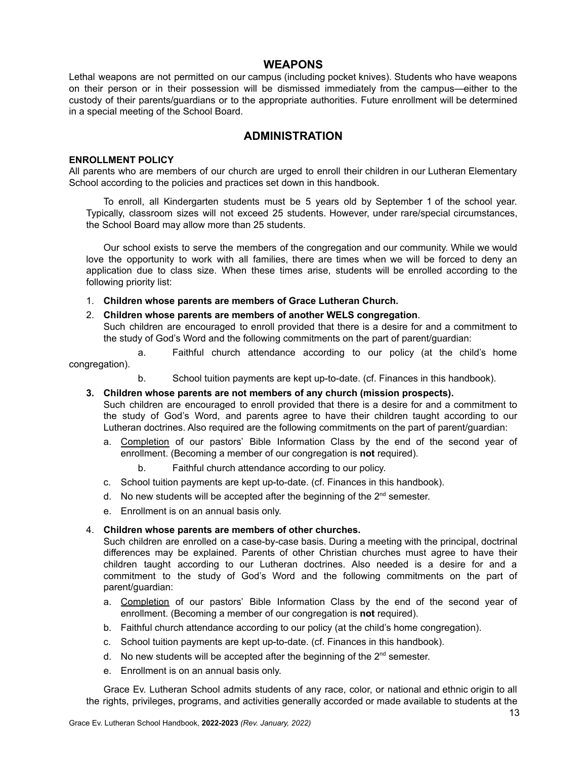## WEAPONS

Lethal weapons are not permitted on our campus (including pocket knives). Students who have weapons on their person or in their possession will be dismissed immediately from the campus—either to the custody of their parents/guardians or to the appropriate authorities. Future enrollment will be determined in a special meeting of the School Board.

## ADMINISTRATION

### ENROLLMENT POLICY

All parents who are members of our church are urged to enroll their children in our Lutheran Elementary School according to the policies and practices set down in this handbook.

To enroll, all Kindergarten students must be 5 years old by September 1 of the school year. Typically, classroom sizes will not exceed 25 students. However, under rare/special circumstances, the School Board may allow more than 25 students.

Our school exists to serve the members of the congregation and our community. While we would love the opportunity to work with all families, there are times when we will be forced to deny an application due to class size. When these times arise, students will be enrolled according to the following priority list:

1. **Children whose parents are members of Grace Lutheran Church.**
2. **Children whose parents are members of another WELS congregation**.
   Such children are encouraged to enroll provided that there is a desire for and a commitment to the study of God's Word and the following commitments on the part of parent/guardian:
   a. Faithful church attendance according to our policy (at the child's home congregation).
   b. School tuition payments are kept up-to-date. (cf. Finances in this handbook).
3. **Children whose parents are not members of any church (mission prospects).**
   Such children are encouraged to enroll provided that there is a desire for and a commitment to the study of God's Word, and parents agree to have their children taught according to our Lutheran doctrines. Also required are the following commitments on the part of parent/guardian:
   a. Completion of our pastors' Bible Information Class by the end of the second year of enrollment. (Becoming a member of our congregation is **not** required).
   b. Faithful church attendance according to our policy.
   c. School tuition payments are kept up-to-date. (cf. Finances in this handbook).
   d. No new students will be accepted after the beginning of the 2nd semester.
   e. Enrollment is on an annual basis only.
4. **Children whose parents are members of other churches.**
   Such children are enrolled on a case-by-case basis. During a meeting with the principal, doctrinal differences may be explained. Parents of other Christian churches must agree to have their children taught according to our Lutheran doctrines. Also needed is a desire for and a commitment to the study of God's Word and the following commitments on the part of parent/guardian:
   a. Completion of our pastors' Bible Information Class by the end of the second year of enrollment. (Becoming a member of our congregation is **not** required).
   b. Faithful church attendance according to our policy (at the child's home congregation).
   c. School tuition payments are kept up-to-date. (cf. Finances in this handbook).
   d. No new students will be accepted after the beginning of the 2nd semester.
   e. Enrollment is on an annual basis only.

Grace Ev. Lutheran School admits students of any race, color, or national and ethnic origin to all the rights, privileges, programs, and activities generally accorded or made available to students at the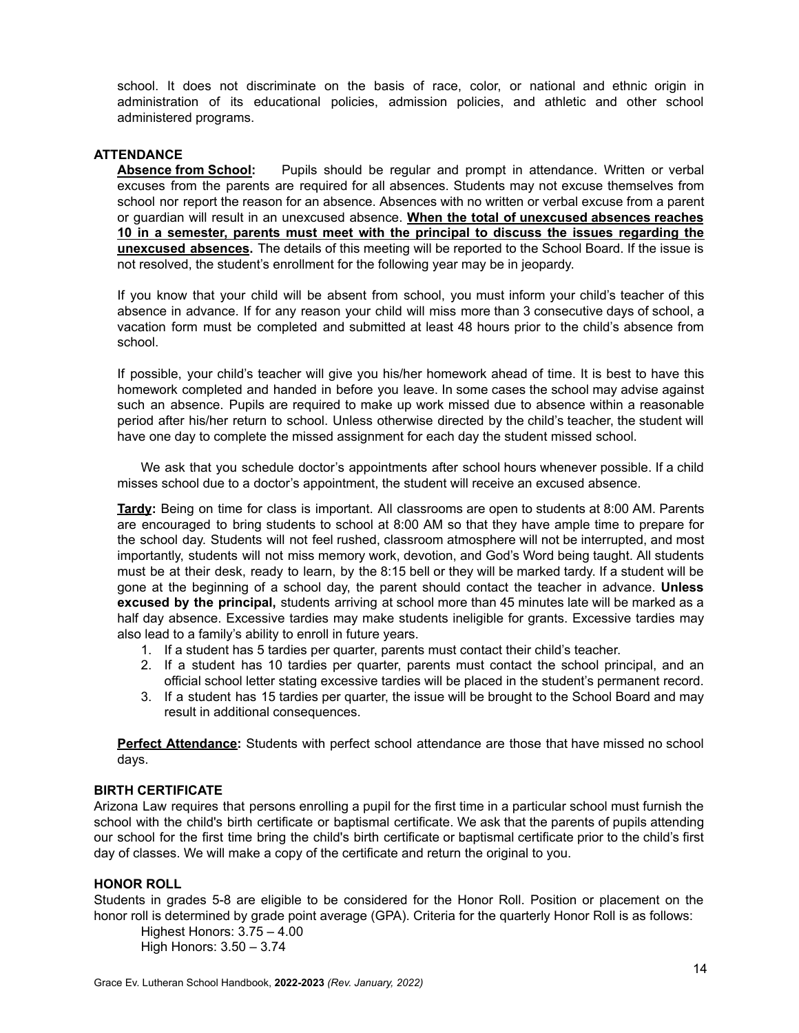school. It does not discriminate on the basis of race, color, or national and ethnic origin in administration of its educational policies, admission policies, and athletic and other school administered programs.

## ATTENDANCE

**Absence from School:** Pupils should be regular and prompt in attendance. Written or verbal excuses from the parents are required for all absences. Students may not excuse themselves from school nor report the reason for an absence. Absences with no written or verbal excuse from a parent or guardian will result in an unexcused absence. **When the total of unexcused absences reaches 10 in a semester, parents must meet with the principal to discuss the issues regarding the unexcused absences.** The details of this meeting will be reported to the School Board. If the issue is not resolved, the student's enrollment for the following year may be in jeopardy.

If you know that your child will be absent from school, you must inform your child's teacher of this absence in advance. If for any reason your child will miss more than 3 consecutive days of school, a vacation form must be completed and submitted at least 48 hours prior to the child's absence from school.

If possible, your child's teacher will give you his/her homework ahead of time. It is best to have this homework completed and handed in before you leave. In some cases the school may advise against such an absence. Pupils are required to make up work missed due to absence within a reasonable period after his/her return to school. Unless otherwise directed by the child's teacher, the student will have one day to complete the missed assignment for each day the student missed school.

We ask that you schedule doctor's appointments after school hours whenever possible. If a child misses school due to a doctor's appointment, the student will receive an excused absence.

**Tardy:** Being on time for class is important. All classrooms are open to students at 8:00 AM. Parents are encouraged to bring students to school at 8:00 AM so that they have ample time to prepare for the school day. Students will not feel rushed, classroom atmosphere will not be interrupted, and most importantly, students will not miss memory work, devotion, and God's Word being taught. All students must be at their desk, ready to learn, by the 8:15 bell or they will be marked tardy. If a student will be gone at the beginning of a school day, the parent should contact the teacher in advance. **Unless excused by the principal,** students arriving at school more than 45 minutes late will be marked as a half day absence. Excessive tardies may make students ineligible for grants. Excessive tardies may also lead to a family's ability to enroll in future years.

1. If a student has 5 tardies per quarter, parents must contact their child's teacher.
2. If a student has 10 tardies per quarter, parents must contact the school principal, and an official school letter stating excessive tardies will be placed in the student's permanent record.
3. If a student has 15 tardies per quarter, the issue will be brought to the School Board and may result in additional consequences.

**Perfect Attendance:** Students with perfect school attendance are those that have missed no school days.

## BIRTH CERTIFICATE

Arizona Law requires that persons enrolling a pupil for the first time in a particular school must furnish the school with the child's birth certificate or baptismal certificate. We ask that the parents of pupils attending our school for the first time bring the child's birth certificate or baptismal certificate prior to the child's first day of classes. We will make a copy of the certificate and return the original to you.

## HONOR ROLL

Students in grades 5-8 are eligible to be considered for the Honor Roll. Position or placement on the honor roll is determined by grade point average (GPA). Criteria for the quarterly Honor Roll is as follows:

Highest Honors: 3.75 – 4.00
High Honors: 3.50 – 3.74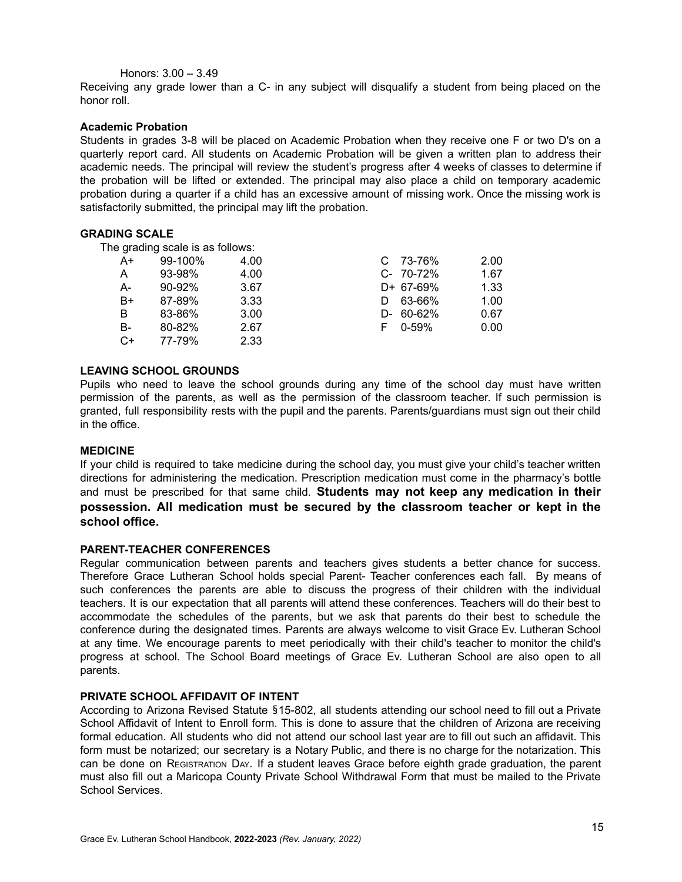Honors: 3.00 – 3.49

Receiving any grade lower than a C- in any subject will disqualify a student from being placed on the honor roll.

**Academic Probation**

Students in grades 3-8 will be placed on Academic Probation when they receive one F or two D's on a quarterly report card. All students on Academic Probation will be given a written plan to address their academic needs. The principal will review the student's progress after 4 weeks of classes to determine if the probation will be lifted or extended. The principal may also place a child on temporary academic probation during a quarter if a child has an excessive amount of missing work. Once the missing work is satisfactorily submitted, the principal may lift the probation.

**GRADING SCALE**

The grading scale is as follows:

| Grade | Percent | Points | Grade | Percent | Points |
|---|---|---|---|---|---|
| A+ | 99-100% | 4.00 | C | 73-76% | 2.00 |
| A | 93-98% | 4.00 | C- | 70-72% | 1.67 |
| A- | 90-92% | 3.67 | D+ | 67-69% | 1.33 |
| B+ | 87-89% | 3.33 | D | 63-66% | 1.00 |
| B | 83-86% | 3.00 | D- | 60-62% | 0.67 |
| B- | 80-82% | 2.67 | F | 0-59% | 0.00 |
| C+ | 77-79% | 2.33 | | | |

**LEAVING SCHOOL GROUNDS**

Pupils who need to leave the school grounds during any time of the school day must have written permission of the parents, as well as the permission of the classroom teacher. If such permission is granted, full responsibility rests with the pupil and the parents. Parents/guardians must sign out their child in the office.

**MEDICINE**

If your child is required to take medicine during the school day, you must give your child's teacher written directions for administering the medication. Prescription medication must come in the pharmacy's bottle and must be prescribed for that same child. **Students may not keep any medication in their possession. All medication must be secured by the classroom teacher or kept in the school office.**

**PARENT-TEACHER CONFERENCES**

Regular communication between parents and teachers gives students a better chance for success. Therefore Grace Lutheran School holds special Parent- Teacher conferences each fall. By means of such conferences the parents are able to discuss the progress of their children with the individual teachers. It is our expectation that all parents will attend these conferences. Teachers will do their best to accommodate the schedules of the parents, but we ask that parents do their best to schedule the conference during the designated times. Parents are always welcome to visit Grace Ev. Lutheran School at any time. We encourage parents to meet periodically with their child's teacher to monitor the child's progress at school. The School Board meetings of Grace Ev. Lutheran School are also open to all parents.

**PRIVATE SCHOOL AFFIDAVIT OF INTENT**

According to Arizona Revised Statute §15-802, all students attending our school need to fill out a Private School Affidavit of Intent to Enroll form. This is done to assure that the children of Arizona are receiving formal education. All students who did not attend our school last year are to fill out such an affidavit. This form must be notarized; our secretary is a Notary Public, and there is no charge for the notarization. This can be done on Registration Day. If a student leaves Grace before eighth grade graduation, the parent must also fill out a Maricopa County Private School Withdrawal Form that must be mailed to the Private School Services.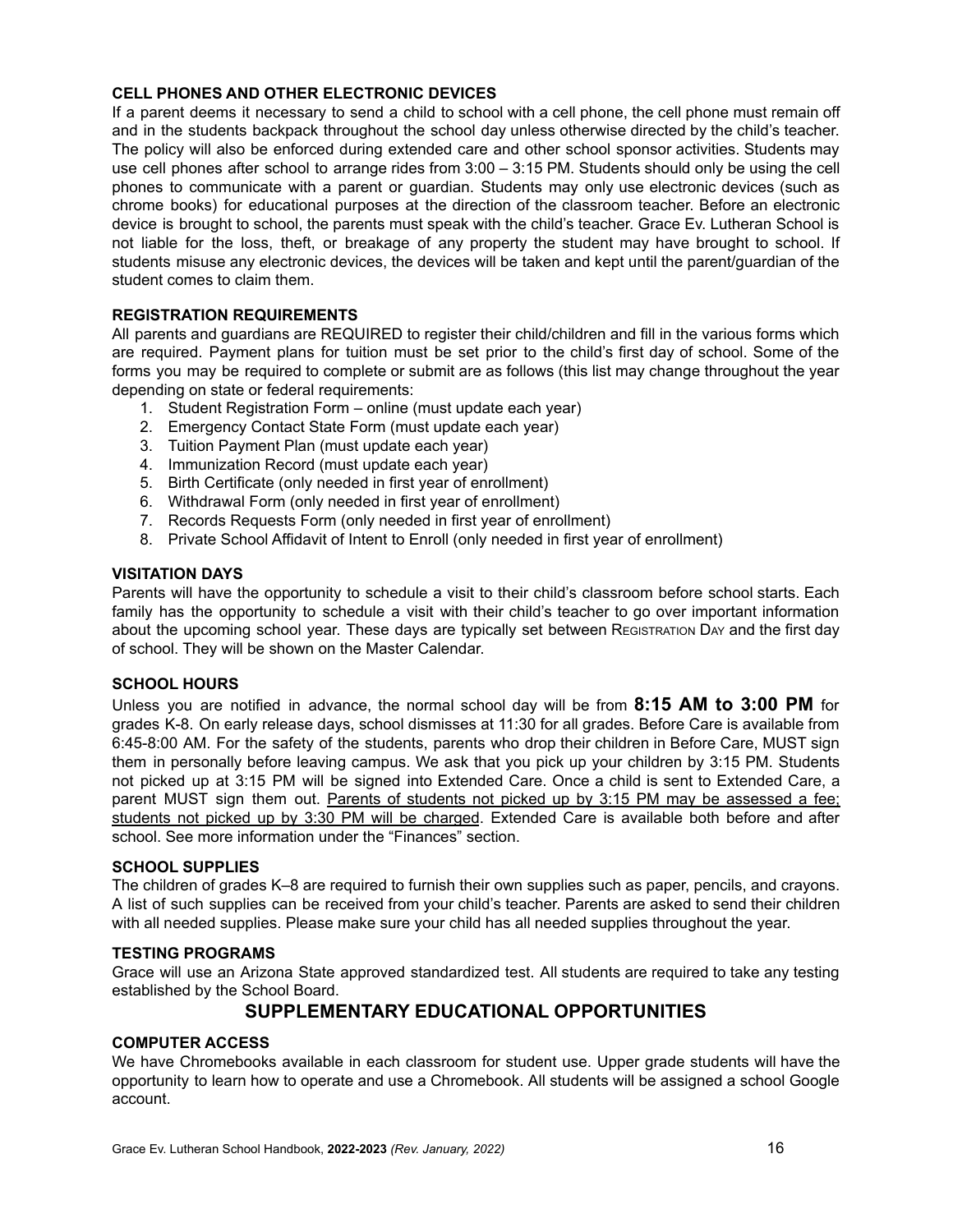### CELL PHONES AND OTHER ELECTRONIC DEVICES

If a parent deems it necessary to send a child to school with a cell phone, the cell phone must remain off and in the students backpack throughout the school day unless otherwise directed by the child's teacher. The policy will also be enforced during extended care and other school sponsor activities. Students may use cell phones after school to arrange rides from 3:00 – 3:15 PM. Students should only be using the cell phones to communicate with a parent or guardian. Students may only use electronic devices (such as chrome books) for educational purposes at the direction of the classroom teacher. Before an electronic device is brought to school, the parents must speak with the child's teacher. Grace Ev. Lutheran School is not liable for the loss, theft, or breakage of any property the student may have brought to school. If students misuse any electronic devices, the devices will be taken and kept until the parent/guardian of the student comes to claim them.

### REGISTRATION REQUIREMENTS

All parents and guardians are REQUIRED to register their child/children and fill in the various forms which are required. Payment plans for tuition must be set prior to the child's first day of school. Some of the forms you may be required to complete or submit are as follows (this list may change throughout the year depending on state or federal requirements:

1. Student Registration Form – online (must update each year)
2. Emergency Contact State Form (must update each year)
3. Tuition Payment Plan (must update each year)
4. Immunization Record (must update each year)
5. Birth Certificate (only needed in first year of enrollment)
6. Withdrawal Form (only needed in first year of enrollment)
7. Records Requests Form (only needed in first year of enrollment)
8. Private School Affidavit of Intent to Enroll (only needed in first year of enrollment)

### VISITATION DAYS

Parents will have the opportunity to schedule a visit to their child's classroom before school starts. Each family has the opportunity to schedule a visit with their child's teacher to go over important information about the upcoming school year. These days are typically set between REGISTRATION DAY and the first day of school. They will be shown on the Master Calendar.

### SCHOOL HOURS

Unless you are notified in advance, the normal school day will be from **8:15 AM to 3:00 PM** for grades K-8. On early release days, school dismisses at 11:30 for all grades. Before Care is available from 6:45-8:00 AM. For the safety of the students, parents who drop their children in Before Care, MUST sign them in personally before leaving campus. We ask that you pick up your children by 3:15 PM. Students not picked up at 3:15 PM will be signed into Extended Care. Once a child is sent to Extended Care, a parent MUST sign them out. Parents of students not picked up by 3:15 PM may be assessed a fee; students not picked up by 3:30 PM will be charged. Extended Care is available both before and after school. See more information under the "Finances" section.

### SCHOOL SUPPLIES

The children of grades K–8 are required to furnish their own supplies such as paper, pencils, and crayons. A list of such supplies can be received from your child's teacher. Parents are asked to send their children with all needed supplies. Please make sure your child has all needed supplies throughout the year.

### TESTING PROGRAMS

Grace will use an Arizona State approved standardized test. All students are required to take any testing established by the School Board.

## SUPPLEMENTARY EDUCATIONAL OPPORTUNITIES

### COMPUTER ACCESS

We have Chromebooks available in each classroom for student use. Upper grade students will have the opportunity to learn how to operate and use a Chromebook. All students will be assigned a school Google account.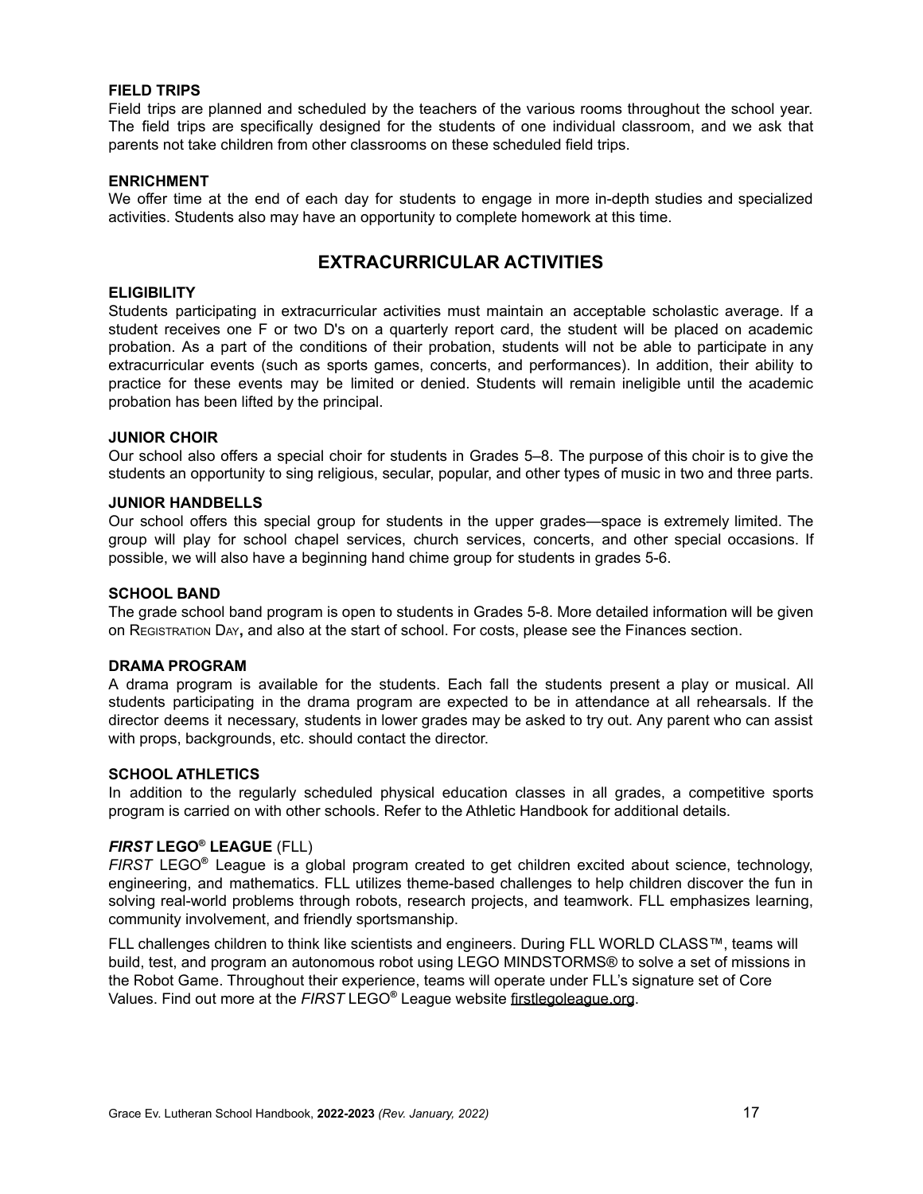### FIELD TRIPS

Field trips are planned and scheduled by the teachers of the various rooms throughout the school year. The field trips are specifically designed for the students of one individual classroom, and we ask that parents not take children from other classrooms on these scheduled field trips.

### ENRICHMENT

We offer time at the end of each day for students to engage in more in-depth studies and specialized activities. Students also may have an opportunity to complete homework at this time.

## EXTRACURRICULAR ACTIVITIES

### ELIGIBILITY

Students participating in extracurricular activities must maintain an acceptable scholastic average. If a student receives one F or two D's on a quarterly report card, the student will be placed on academic probation. As a part of the conditions of their probation, students will not be able to participate in any extracurricular events (such as sports games, concerts, and performances). In addition, their ability to practice for these events may be limited or denied. Students will remain ineligible until the academic probation has been lifted by the principal.

### JUNIOR CHOIR

Our school also offers a special choir for students in Grades 5–8. The purpose of this choir is to give the students an opportunity to sing religious, secular, popular, and other types of music in two and three parts.

### JUNIOR HANDBELLS

Our school offers this special group for students in the upper grades—space is extremely limited. The group will play for school chapel services, church services, concerts, and other special occasions. If possible, we will also have a beginning hand chime group for students in grades 5-6.

### SCHOOL BAND

The grade school band program is open to students in Grades 5-8. More detailed information will be given on Registration Day**,** and also at the start of school. For costs, please see the Finances section.

### DRAMA PROGRAM

A drama program is available for the students. Each fall the students present a play or musical. All students participating in the drama program are expected to be in attendance at all rehearsals. If the director deems it necessary, students in lower grades may be asked to try out. Any parent who can assist with props, backgrounds, etc. should contact the director.

### SCHOOL ATHLETICS

In addition to the regularly scheduled physical education classes in all grades, a competitive sports program is carried on with other schools. Refer to the Athletic Handbook for additional details.

### *FIRST* LEGO® LEAGUE (FLL)

*FIRST* LEGO® League is a global program created to get children excited about science, technology, engineering, and mathematics. FLL utilizes theme-based challenges to help children discover the fun in solving real-world problems through robots, research projects, and teamwork. FLL emphasizes learning, community involvement, and friendly sportsmanship.

FLL challenges children to think like scientists and engineers. During FLL WORLD CLASS™, teams will build, test, and program an autonomous robot using LEGO MINDSTORMS® to solve a set of missions in the Robot Game. Throughout their experience, teams will operate under FLL's signature set of Core Values. Find out more at the *FIRST* LEGO® League website firstlegoleague.org.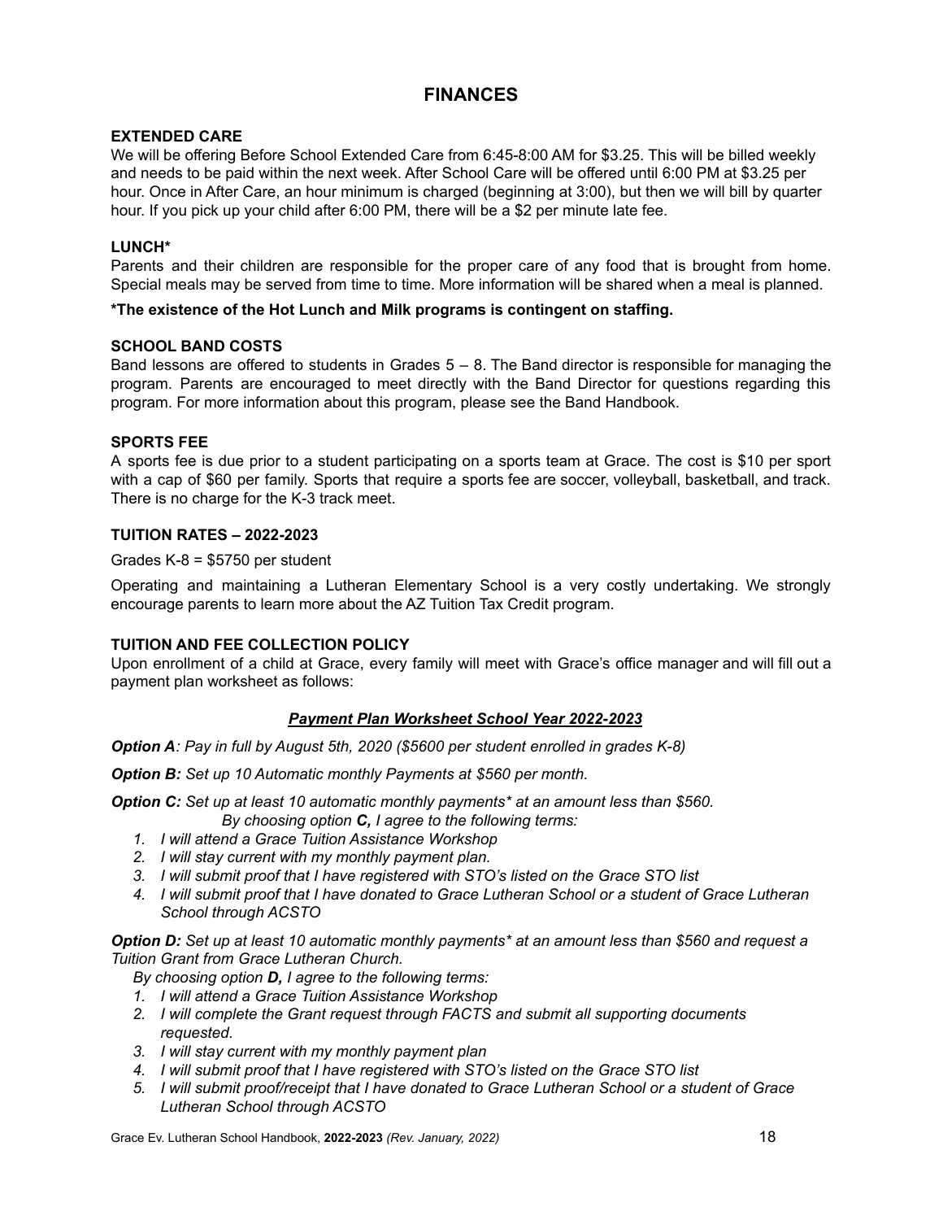# FINANCES

### EXTENDED CARE

We will be offering Before School Extended Care from 6:45-8:00 AM for $3.25. This will be billed weekly and needs to be paid within the next week. After School Care will be offered until 6:00 PM at $3.25 per hour. Once in After Care, an hour minimum is charged (beginning at 3:00), but then we will bill by quarter hour. If you pick up your child after 6:00 PM, there will be a $2 per minute late fee.

### LUNCH*

Parents and their children are responsible for the proper care of any food that is brought from home. Special meals may be served from time to time. More information will be shared when a meal is planned.

**\*The existence of the Hot Lunch and Milk programs is contingent on staffing.**

### SCHOOL BAND COSTS

Band lessons are offered to students in Grades 5 – 8. The Band director is responsible for managing the program. Parents are encouraged to meet directly with the Band Director for questions regarding this program. For more information about this program, please see the Band Handbook.

### SPORTS FEE

A sports fee is due prior to a student participating on a sports team at Grace. The cost is $10 per sport with a cap of $60 per family. Sports that require a sports fee are soccer, volleyball, basketball, and track. There is no charge for the K-3 track meet.

### TUITION RATES – 2022-2023

Grades K-8 = $5750 per student

Operating and maintaining a Lutheran Elementary School is a very costly undertaking. We strongly encourage parents to learn more about the AZ Tuition Tax Credit program.

### TUITION AND FEE COLLECTION POLICY

Upon enrollment of a child at Grace, every family will meet with Grace's office manager and will fill out a payment plan worksheet as follows:

***Payment Plan Worksheet School Year 2022-2023***

***Option A**: Pay in full by August 5th, 2020 ($5600 per student enrolled in grades K-8)*

***Option B:** Set up 10 Automatic monthly Payments at $560 per month.*

***Option C:** Set up at least 10 automatic monthly payments\* at an amount less than $560.*
*By choosing option **C,** I agree to the following terms:*

1. *I will attend a Grace Tuition Assistance Workshop*
2. *I will stay current with my monthly payment plan.*
3. *I will submit proof that I have registered with STO's listed on the Grace STO list*
4. *I will submit proof that I have donated to Grace Lutheran School or a student of Grace Lutheran School through ACSTO*

***Option D:** Set up at least 10 automatic monthly payments\* at an amount less than $560 and request a Tuition Grant from Grace Lutheran Church.*

*By choosing option **D,** I agree to the following terms:*

1. *I will attend a Grace Tuition Assistance Workshop*
2. *I will complete the Grant request through FACTS and submit all supporting documents requested.*
3. *I will stay current with my monthly payment plan*
4. *I will submit proof that I have registered with STO's listed on the Grace STO list*
5. *I will submit proof/receipt that I have donated to Grace Lutheran School or a student of Grace Lutheran School through ACSTO*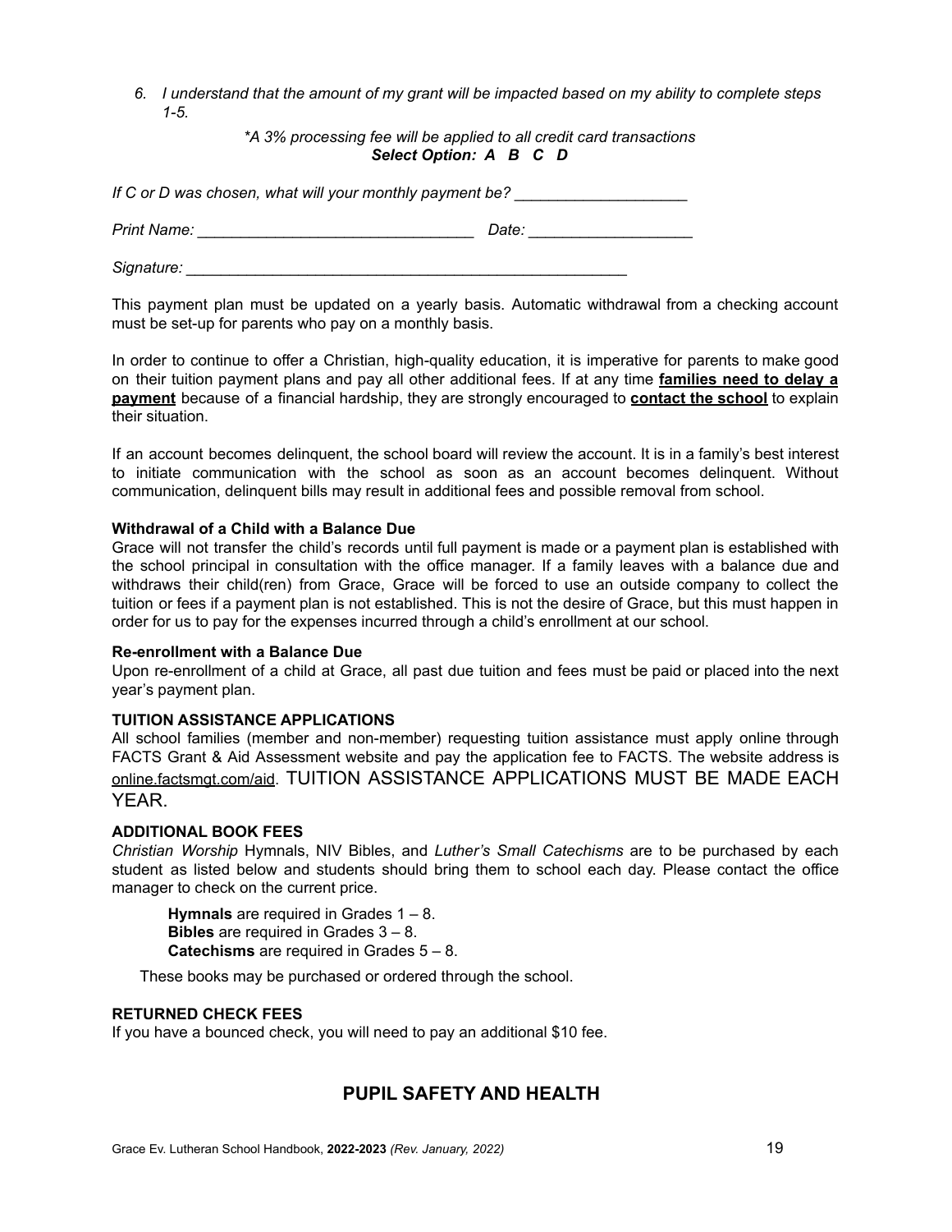6. *I understand that the amount of my grant will be impacted based on my ability to complete steps 1-5.*

*\*A 3% processing fee will be applied to all credit card transactions*
***Select Option: A B C D***

*If C or D was chosen, what will your monthly payment be?* ____________________

*Print Name:* ________________________________ *Date:* ___________________

*Signature:* ____________________________________________________

This payment plan must be updated on a yearly basis. Automatic withdrawal from a checking account must be set-up for parents who pay on a monthly basis.

In order to continue to offer a Christian, high-quality education, it is imperative for parents to make good on their tuition payment plans and pay all other additional fees. If at any time **families need to delay a payment** because of a financial hardship, they are strongly encouraged to **contact the school** to explain their situation.

If an account becomes delinquent, the school board will review the account. It is in a family's best interest to initiate communication with the school as soon as an account becomes delinquent. Without communication, delinquent bills may result in additional fees and possible removal from school.

**Withdrawal of a Child with a Balance Due**

Grace will not transfer the child's records until full payment is made or a payment plan is established with the school principal in consultation with the office manager. If a family leaves with a balance due and withdraws their child(ren) from Grace, Grace will be forced to use an outside company to collect the tuition or fees if a payment plan is not established. This is not the desire of Grace, but this must happen in order for us to pay for the expenses incurred through a child's enrollment at our school.

**Re-enrollment with a Balance Due**

Upon re-enrollment of a child at Grace, all past due tuition and fees must be paid or placed into the next year's payment plan.

**TUITION ASSISTANCE APPLICATIONS**

All school families (member and non-member) requesting tuition assistance must apply online through FACTS Grant & Aid Assessment website and pay the application fee to FACTS. The website address is online.factsmgt.com/aid. TUITION ASSISTANCE APPLICATIONS MUST BE MADE EACH YEAR.

**ADDITIONAL BOOK FEES**

*Christian Worship* Hymnals, NIV Bibles, and *Luther's Small Catechisms* are to be purchased by each student as listed below and students should bring them to school each day. Please contact the office manager to check on the current price.

**Hymnals** are required in Grades 1 – 8.
**Bibles** are required in Grades 3 – 8.
**Catechisms** are required in Grades 5 – 8.

These books may be purchased or ordered through the school.

**RETURNED CHECK FEES**

If you have a bounced check, you will need to pay an additional $10 fee.

## PUPIL SAFETY AND HEALTH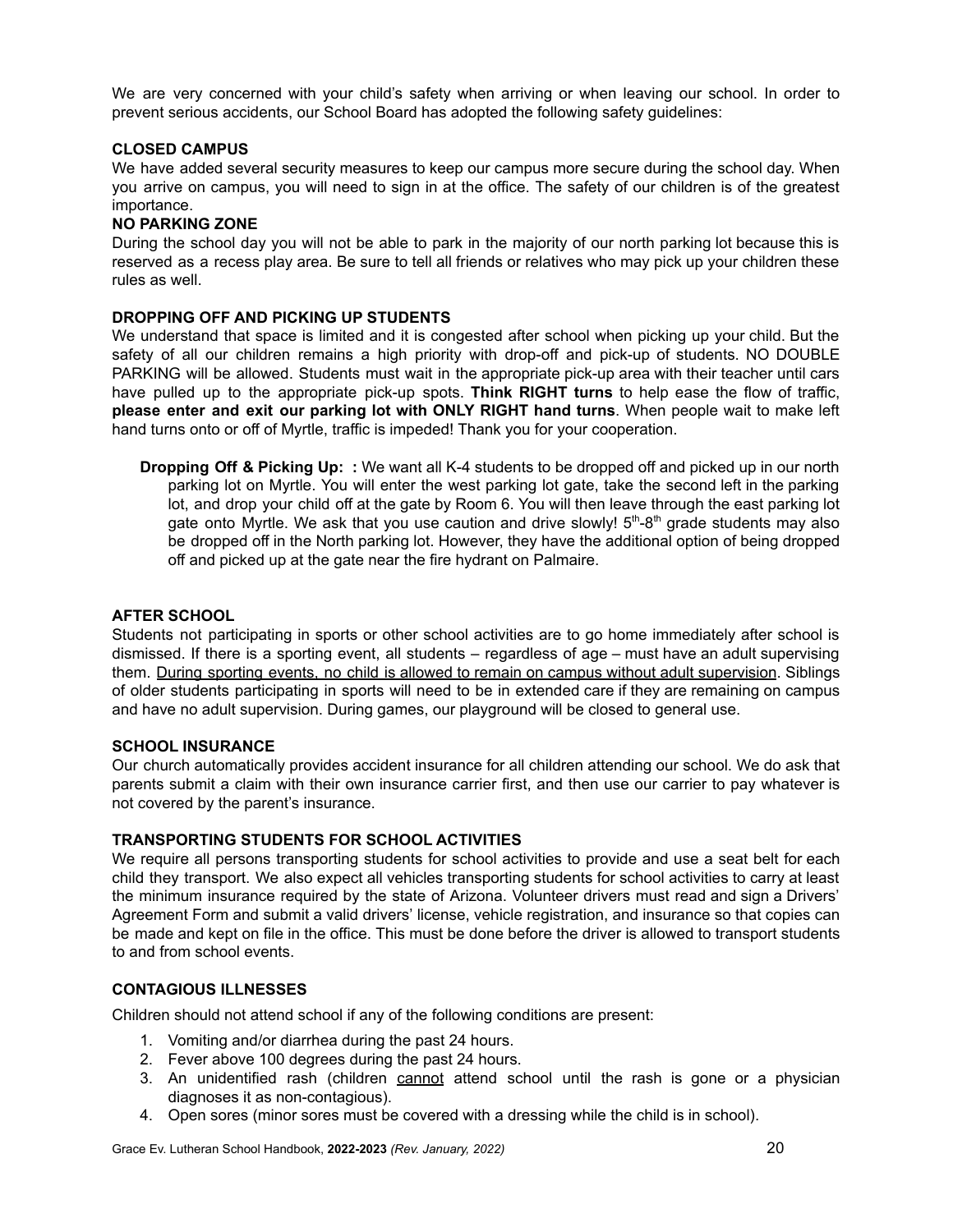We are very concerned with your child's safety when arriving or when leaving our school. In order to prevent serious accidents, our School Board has adopted the following safety guidelines:

**CLOSED CAMPUS**

We have added several security measures to keep our campus more secure during the school day. When you arrive on campus, you will need to sign in at the office. The safety of our children is of the greatest importance.

**NO PARKING ZONE**

During the school day you will not be able to park in the majority of our north parking lot because this is reserved as a recess play area. Be sure to tell all friends or relatives who may pick up your children these rules as well.

**DROPPING OFF AND PICKING UP STUDENTS**

We understand that space is limited and it is congested after school when picking up your child. But the safety of all our children remains a high priority with drop-off and pick-up of students. NO DOUBLE PARKING will be allowed. Students must wait in the appropriate pick-up area with their teacher until cars have pulled up to the appropriate pick-up spots. **Think RIGHT turns** to help ease the flow of traffic, **please enter and exit our parking lot with ONLY RIGHT hand turns**. When people wait to make left hand turns onto or off of Myrtle, traffic is impeded! Thank you for your cooperation.

> **Dropping Off & Picking Up: :** We want all K-4 students to be dropped off and picked up in our north parking lot on Myrtle. You will enter the west parking lot gate, take the second left in the parking lot, and drop your child off at the gate by Room 6. You will then leave through the east parking lot gate onto Myrtle. We ask that you use caution and drive slowly! 5th-8th grade students may also be dropped off in the North parking lot. However, they have the additional option of being dropped off and picked up at the gate near the fire hydrant on Palmaire.

**AFTER SCHOOL**

Students not participating in sports or other school activities are to go home immediately after school is dismissed. If there is a sporting event, all students – regardless of age – must have an adult supervising them. <u>During sporting events, no child is allowed to remain on campus without adult supervision</u>. Siblings of older students participating in sports will need to be in extended care if they are remaining on campus and have no adult supervision. During games, our playground will be closed to general use.

**SCHOOL INSURANCE**

Our church automatically provides accident insurance for all children attending our school. We do ask that parents submit a claim with their own insurance carrier first, and then use our carrier to pay whatever is not covered by the parent's insurance.

**TRANSPORTING STUDENTS FOR SCHOOL ACTIVITIES**

We require all persons transporting students for school activities to provide and use a seat belt for each child they transport. We also expect all vehicles transporting students for school activities to carry at least the minimum insurance required by the state of Arizona. Volunteer drivers must read and sign a Drivers' Agreement Form and submit a valid drivers' license, vehicle registration, and insurance so that copies can be made and kept on file in the office. This must be done before the driver is allowed to transport students to and from school events.

**CONTAGIOUS ILLNESSES**

Children should not attend school if any of the following conditions are present:

1. Vomiting and/or diarrhea during the past 24 hours.
2. Fever above 100 degrees during the past 24 hours.
3. An unidentified rash (children <u>cannot</u> attend school until the rash is gone or a physician diagnoses it as non-contagious).
4. Open sores (minor sores must be covered with a dressing while the child is in school).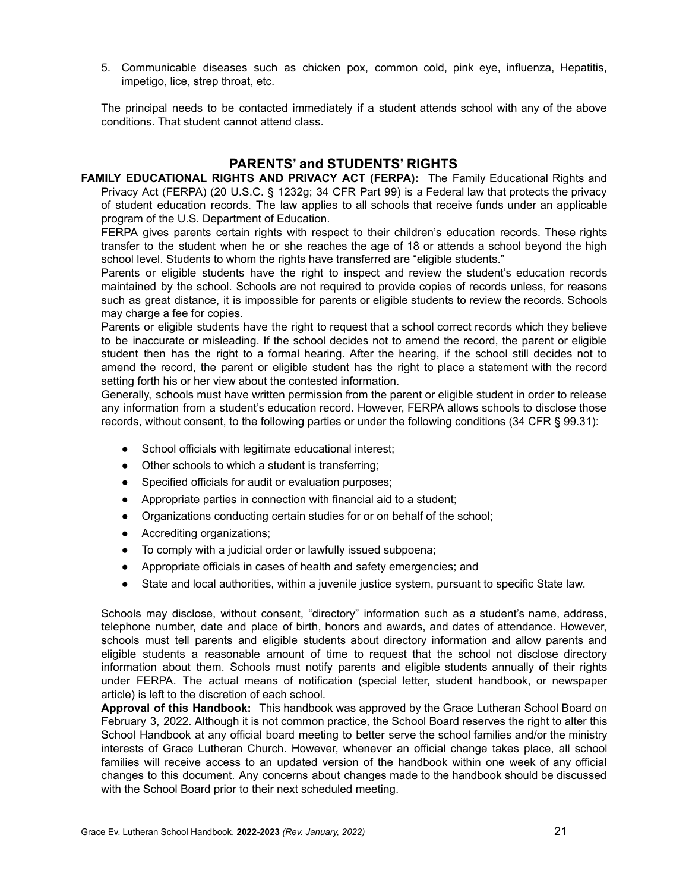5. Communicable diseases such as chicken pox, common cold, pink eye, influenza, Hepatitis, impetigo, lice, strep throat, etc.

The principal needs to be contacted immediately if a student attends school with any of the above conditions. That student cannot attend class.

## PARENTS' and STUDENTS' RIGHTS

**FAMILY EDUCATIONAL RIGHTS AND PRIVACY ACT (FERPA):** The Family Educational Rights and Privacy Act (FERPA) (20 U.S.C. § 1232g; 34 CFR Part 99) is a Federal law that protects the privacy of student education records. The law applies to all schools that receive funds under an applicable program of the U.S. Department of Education.

FERPA gives parents certain rights with respect to their children's education records. These rights transfer to the student when he or she reaches the age of 18 or attends a school beyond the high school level. Students to whom the rights have transferred are "eligible students."

Parents or eligible students have the right to inspect and review the student's education records maintained by the school. Schools are not required to provide copies of records unless, for reasons such as great distance, it is impossible for parents or eligible students to review the records. Schools may charge a fee for copies.

Parents or eligible students have the right to request that a school correct records which they believe to be inaccurate or misleading. If the school decides not to amend the record, the parent or eligible student then has the right to a formal hearing. After the hearing, if the school still decides not to amend the record, the parent or eligible student has the right to place a statement with the record setting forth his or her view about the contested information.

Generally, schools must have written permission from the parent or eligible student in order to release any information from a student's education record. However, FERPA allows schools to disclose those records, without consent, to the following parties or under the following conditions (34 CFR § 99.31):

- School officials with legitimate educational interest;
- Other schools to which a student is transferring;
- Specified officials for audit or evaluation purposes;
- Appropriate parties in connection with financial aid to a student;
- Organizations conducting certain studies for or on behalf of the school;
- Accrediting organizations;
- To comply with a judicial order or lawfully issued subpoena;
- Appropriate officials in cases of health and safety emergencies; and
- State and local authorities, within a juvenile justice system, pursuant to specific State law.

Schools may disclose, without consent, "directory" information such as a student's name, address, telephone number, date and place of birth, honors and awards, and dates of attendance. However, schools must tell parents and eligible students about directory information and allow parents and eligible students a reasonable amount of time to request that the school not disclose directory information about them. Schools must notify parents and eligible students annually of their rights under FERPA. The actual means of notification (special letter, student handbook, or newspaper article) is left to the discretion of each school.

**Approval of this Handbook:** This handbook was approved by the Grace Lutheran School Board on February 3, 2022. Although it is not common practice, the School Board reserves the right to alter this School Handbook at any official board meeting to better serve the school families and/or the ministry interests of Grace Lutheran Church. However, whenever an official change takes place, all school families will receive access to an updated version of the handbook within one week of any official changes to this document. Any concerns about changes made to the handbook should be discussed with the School Board prior to their next scheduled meeting.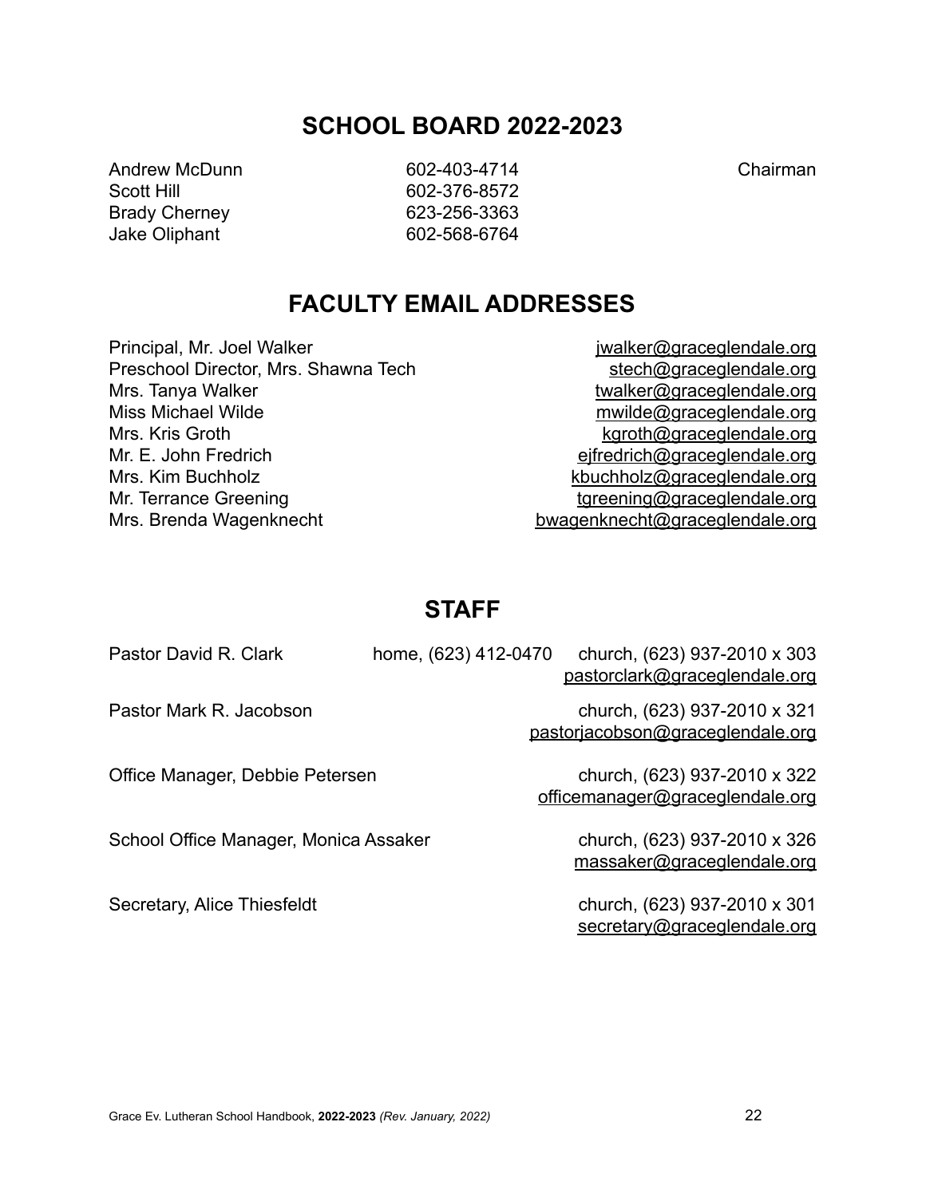## SCHOOL BOARD 2022-2023

| | | |
|---|---|---|
| Andrew McDunn | 602-403-4714 | Chairman |
| Scott Hill | 602-376-8572 | |
| Brady Cherney | 623-256-3363 | |
| Jake Oliphant | 602-568-6764 | |

## FACULTY EMAIL ADDRESSES

| | |
|---|---|
| Principal, Mr. Joel Walker | jwalker@graceglendale.org |
| Preschool Director, Mrs. Shawna Tech | stech@graceglendale.org |
| Mrs. Tanya Walker | twalker@graceglendale.org |
| Miss Michael Wilde | mwilde@graceglendale.org |
| Mrs. Kris Groth | kgroth@graceglendale.org |
| Mr. E. John Fredrich | ejfredrich@graceglendale.org |
| Mrs. Kim Buchholz | kbuchholz@graceglendale.org |
| Mr. Terrance Greening | tgreening@graceglendale.org |
| Mrs. Brenda Wagenknecht | bwagenknecht@graceglendale.org |

## STAFF

Pastor David R. Clark — home, (623) 412-0470 — church, (623) 937-2010 x 303
pastorclark@graceglendale.org

Pastor Mark R. Jacobson — church, (623) 937-2010 x 321
pastorjacobson@graceglendale.org

Office Manager, Debbie Petersen — church, (623) 937-2010 x 322
officemanager@graceglendale.org

School Office Manager, Monica Assaker — church, (623) 937-2010 x 326
massaker@graceglendale.org

Secretary, Alice Thiesfeldt — church, (623) 937-2010 x 301
secretary@graceglendale.org